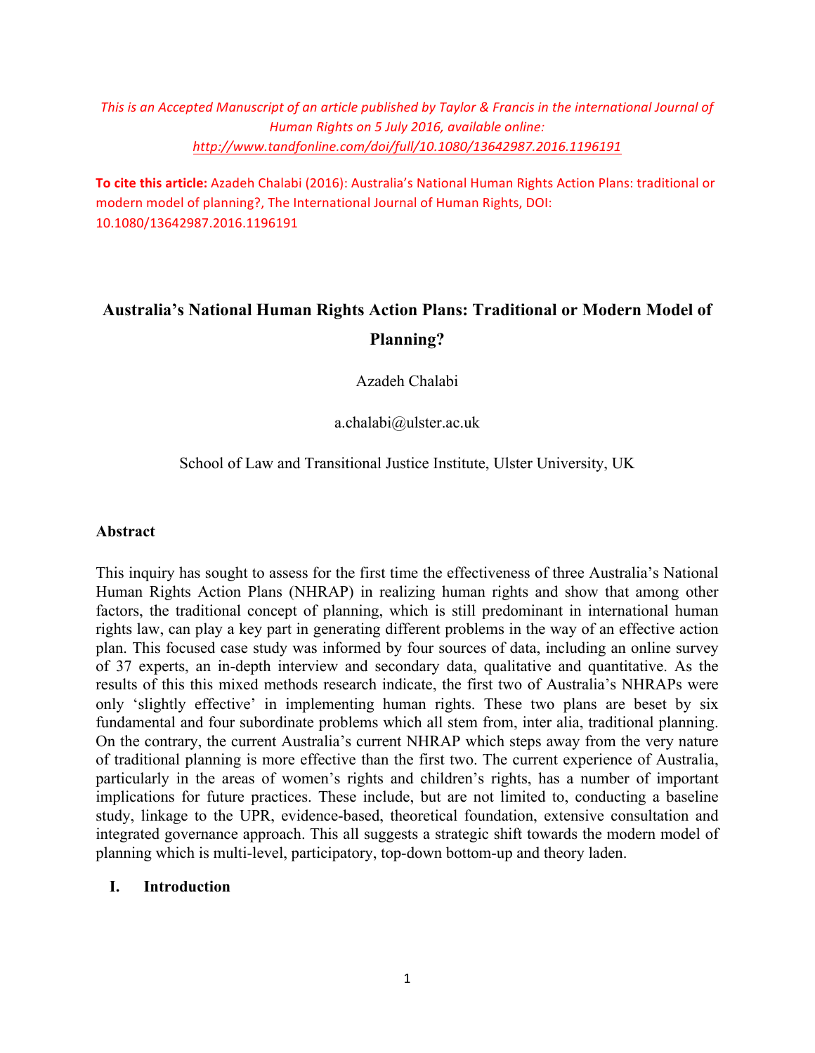*This is an Accepted Manuscript of an article published by Taylor & Francis in the international Journal of Human Rights on 5 July 2016, available online: http://www.tandfonline.com/doi/full/10.1080/13642987.2016.1196191*

**To cite this article:** Azadeh Chalabi (2016): Australia's National Human Rights Action Plans: traditional or modern model of planning?, The International Journal of Human Rights, DOI: 10.1080/13642987.2016.1196191

# Australia's National Human Rights Action Plans: Traditional or Modern Model of Planning?

Azadeh Chalabi

a.chalabi@ulster.ac.uk

School of Law and Transitional Justice Institute, Ulster University, UK

## Abstract

This inquiry has sought to assess for the first time the effectiveness of three Australia's National Human Rights Action Plans (NHRAP) in realizing human rights and show that among other factors, the traditional concept of planning, which is still predominant in international human rights law, can play a key part in generating different problems in the way of an effective action plan. This focused case study was informed by four sources of data, including an online survey of 37 experts, an in-depth interview and secondary data, qualitative and quantitative. As the results of this this mixed methods research indicate, the first two of Australia's NHRAPs were only 'slightly effective' in implementing human rights. These two plans are beset by six fundamental and four subordinate problems which all stem from, inter alia, traditional planning. On the contrary, the current Australia's current NHRAP which steps away from the very nature of traditional planning is more effective than the first two. The current experience of Australia, particularly in the areas of women's rights and children's rights, has a number of important implications for future practices. These include, but are not limited to, conducting a baseline study, linkage to the UPR, evidence-based, theoretical foundation, extensive consultation and integrated governance approach. This all suggests a strategic shift towards the modern model of planning which is multi-level, participatory, top-down bottom-up and theory laden.

## I. Introduction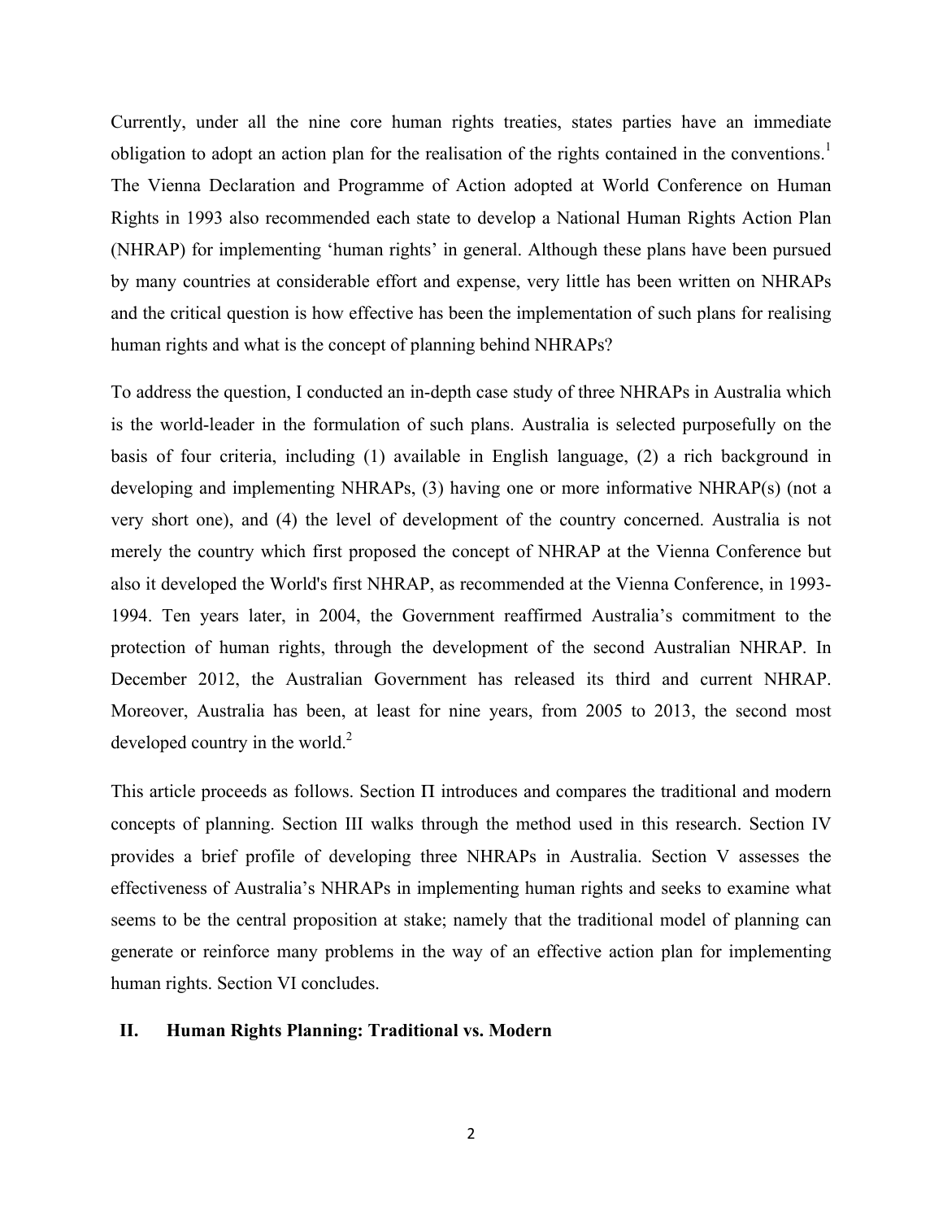Currently, under all the nine core human rights treaties, states parties have an immediate obligation to adopt an action plan for the realisation of the rights contained in the conventions.[1] The Vienna Declaration and Programme of Action adopted at World Conference on Human Rights in 1993 also recommended each state to develop a National Human Rights Action Plan (NHRAP) for implementing 'human rights' in general. Although these plans have been pursued by many countries at considerable effort and expense, very little has been written on NHRAPs and the critical question is how effective has been the implementation of such plans for realising human rights and what is the concept of planning behind NHRAPs?

To address the question, I conducted an in-depth case study of three NHRAPs in Australia which is the world-leader in the formulation of such plans. Australia is selected purposefully on the basis of four criteria, including (1) available in English language, (2) a rich background in developing and implementing NHRAPs, (3) having one or more informative NHRAP(s) (not a very short one), and (4) the level of development of the country concerned. Australia is not merely the country which first proposed the concept of NHRAP at the Vienna Conference but also it developed the World's first NHRAP, as recommended at the Vienna Conference, in 1993-1994. Ten years later, in 2004, the Government reaffirmed Australia's commitment to the protection of human rights, through the development of the second Australian NHRAP. In December 2012, the Australian Government has released its third and current NHRAP. Moreover, Australia has been, at least for nine years, from 2005 to 2013, the second most developed country in the world.[2]

This article proceeds as follows. Section Π introduces and compares the traditional and modern concepts of planning. Section III walks through the method used in this research. Section IV provides a brief profile of developing three NHRAPs in Australia. Section V assesses the effectiveness of Australia's NHRAPs in implementing human rights and seeks to examine what seems to be the central proposition at stake; namely that the traditional model of planning can generate or reinforce many problems in the way of an effective action plan for implementing human rights. Section VI concludes.

## II. Human Rights Planning: Traditional vs. Modern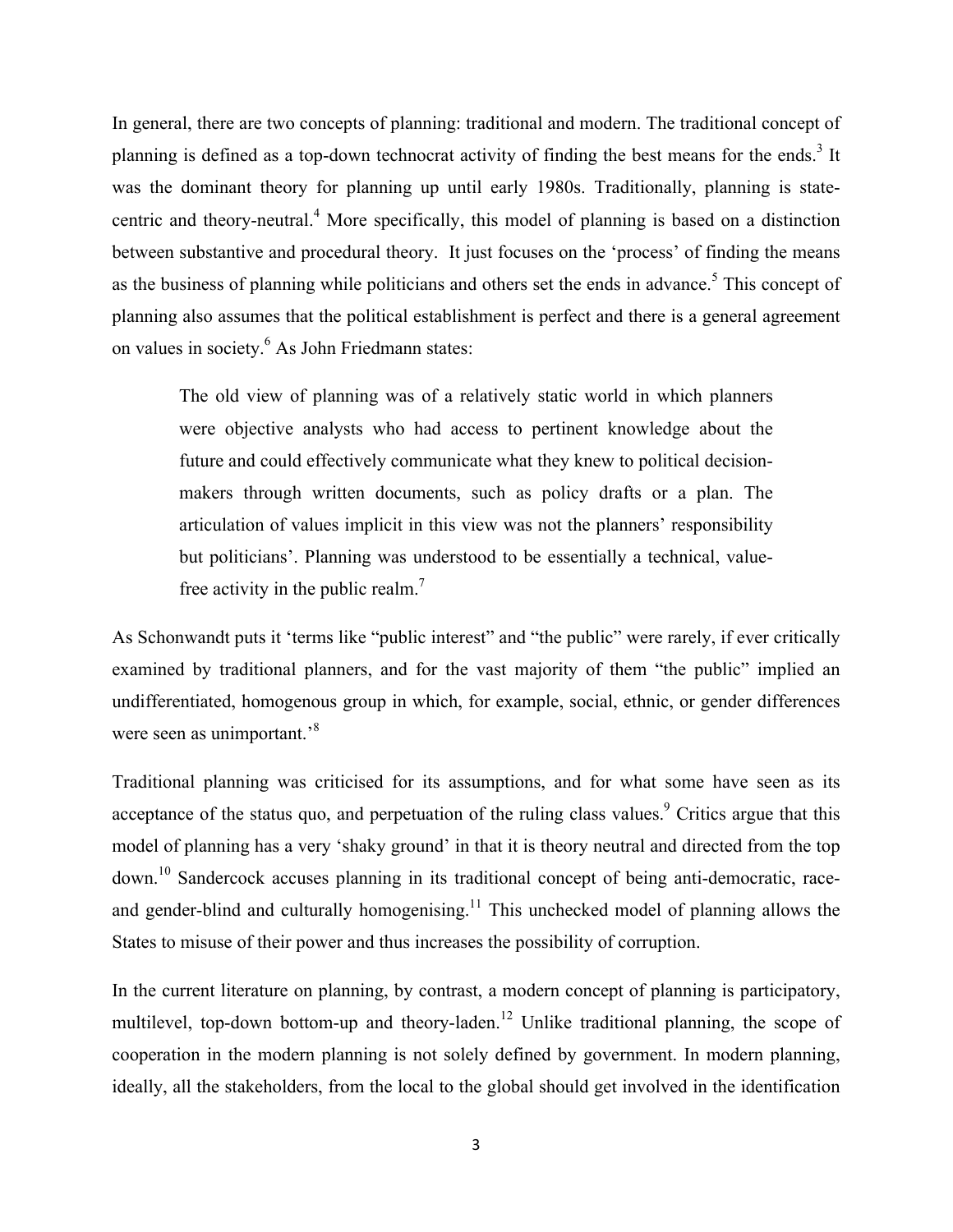In general, there are two concepts of planning: traditional and modern. The traditional concept of planning is defined as a top-down technocrat activity of finding the best means for the ends.[3] It was the dominant theory for planning up until early 1980s. Traditionally, planning is state-centric and theory-neutral.[4] More specifically, this model of planning is based on a distinction between substantive and procedural theory. It just focuses on the 'process' of finding the means as the business of planning while politicians and others set the ends in advance.[5] This concept of planning also assumes that the political establishment is perfect and there is a general agreement on values in society.[6] As John Friedmann states:

> The old view of planning was of a relatively static world in which planners were objective analysts who had access to pertinent knowledge about the future and could effectively communicate what they knew to political decision-makers through written documents, such as policy drafts or a plan. The articulation of values implicit in this view was not the planners' responsibility but politicians'. Planning was understood to be essentially a technical, value-free activity in the public realm.[7]

As Schonwandt puts it 'terms like "public interest" and "the public" were rarely, if ever critically examined by traditional planners, and for the vast majority of them "the public" implied an undifferentiated, homogenous group in which, for example, social, ethnic, or gender differences were seen as unimportant.'[8]

Traditional planning was criticised for its assumptions, and for what some have seen as its acceptance of the status quo, and perpetuation of the ruling class values.[9] Critics argue that this model of planning has a very 'shaky ground' in that it is theory neutral and directed from the top down.[10] Sandercock accuses planning in its traditional concept of being anti-democratic, race-and gender-blind and culturally homogenising.[11] This unchecked model of planning allows the States to misuse of their power and thus increases the possibility of corruption.

In the current literature on planning, by contrast, a modern concept of planning is participatory, multilevel, top-down bottom-up and theory-laden.[12] Unlike traditional planning, the scope of cooperation in the modern planning is not solely defined by government. In modern planning, ideally, all the stakeholders, from the local to the global should get involved in the identification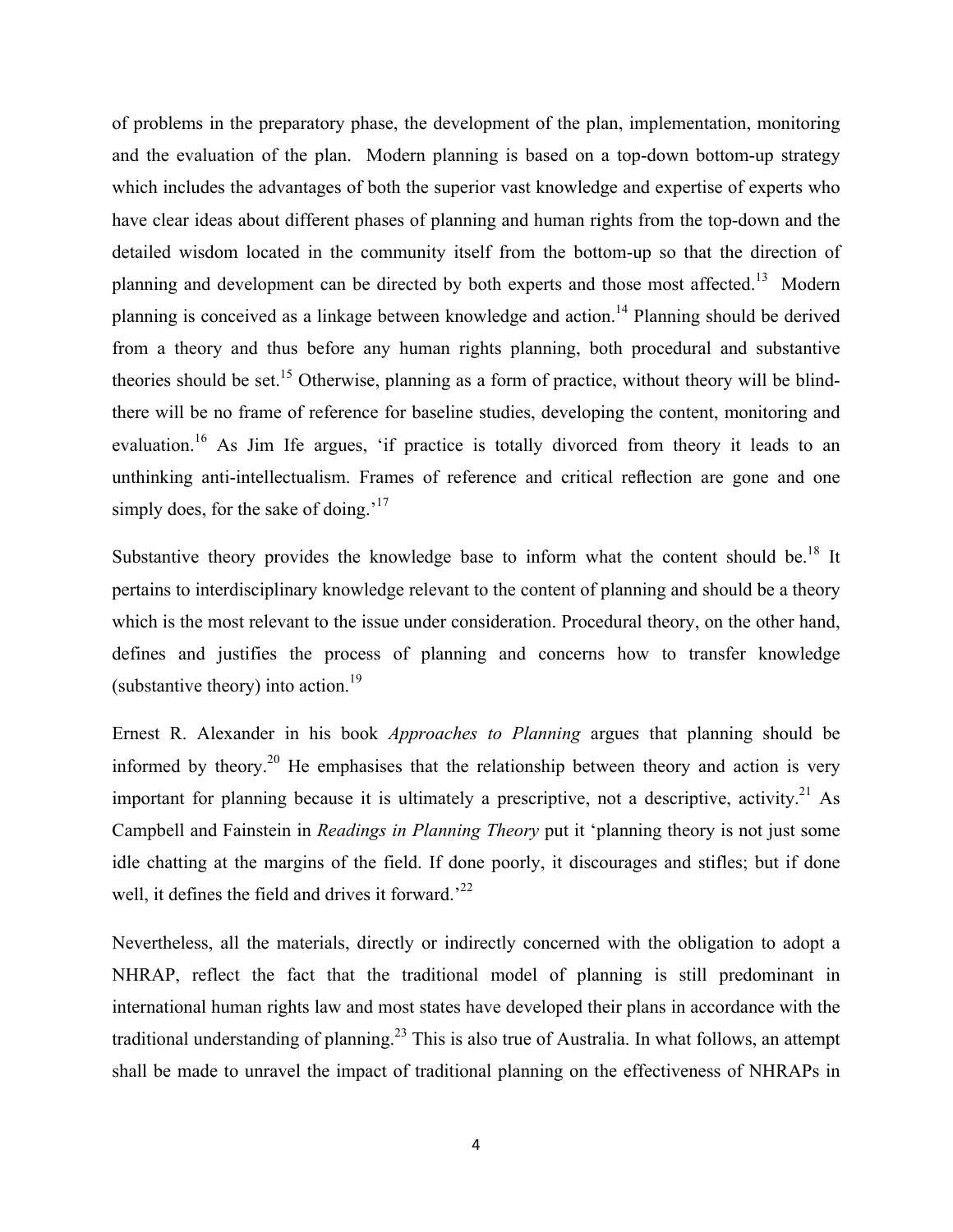of problems in the preparatory phase, the development of the plan, implementation, monitoring and the evaluation of the plan. Modern planning is based on a top-down bottom-up strategy which includes the advantages of both the superior vast knowledge and expertise of experts who have clear ideas about different phases of planning and human rights from the top-down and the detailed wisdom located in the community itself from the bottom-up so that the direction of planning and development can be directed by both experts and those most affected.[13] Modern planning is conceived as a linkage between knowledge and action.[14] Planning should be derived from a theory and thus before any human rights planning, both procedural and substantive theories should be set.[15] Otherwise, planning as a form of practice, without theory will be blind- there will be no frame of reference for baseline studies, developing the content, monitoring and evaluation.[16] As Jim Ife argues, 'if practice is totally divorced from theory it leads to an unthinking anti-intellectualism. Frames of reference and critical reflection are gone and one simply does, for the sake of doing.'[17]

Substantive theory provides the knowledge base to inform what the content should be.[18] It pertains to interdisciplinary knowledge relevant to the content of planning and should be a theory which is the most relevant to the issue under consideration. Procedural theory, on the other hand, defines and justifies the process of planning and concerns how to transfer knowledge (substantive theory) into action.[19]

Ernest R. Alexander in his book *Approaches to Planning* argues that planning should be informed by theory.[20] He emphasises that the relationship between theory and action is very important for planning because it is ultimately a prescriptive, not a descriptive, activity.[21] As Campbell and Fainstein in *Readings in Planning Theory* put it 'planning theory is not just some idle chatting at the margins of the field. If done poorly, it discourages and stifles; but if done well, it defines the field and drives it forward.'[22]

Nevertheless, all the materials, directly or indirectly concerned with the obligation to adopt a NHRAP, reflect the fact that the traditional model of planning is still predominant in international human rights law and most states have developed their plans in accordance with the traditional understanding of planning.[23] This is also true of Australia. In what follows, an attempt shall be made to unravel the impact of traditional planning on the effectiveness of NHRAPs in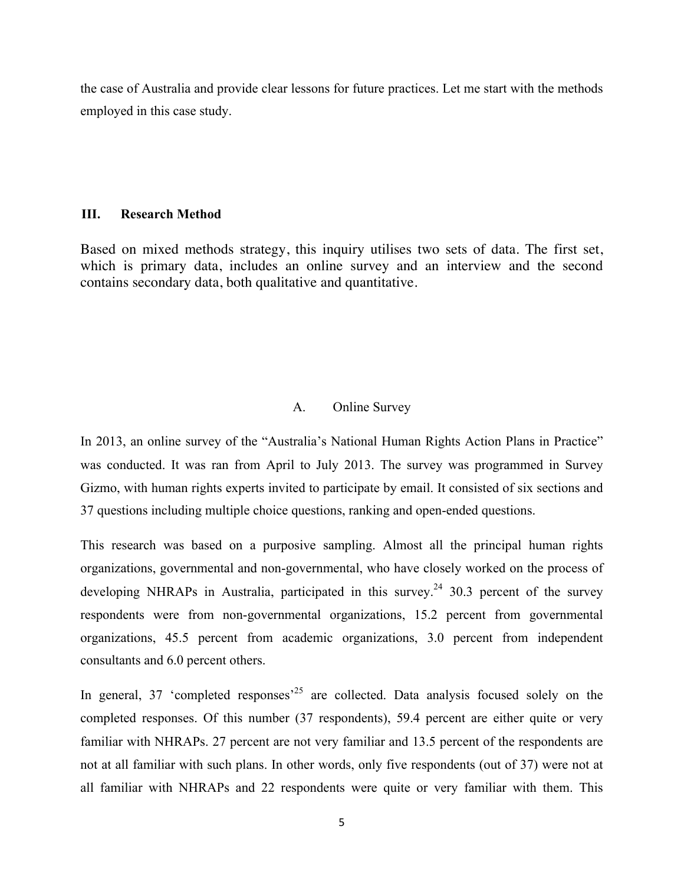the case of Australia and provide clear lessons for future practices. Let me start with the methods employed in this case study.

## III. Research Method

Based on mixed methods strategy, this inquiry utilises two sets of data. The first set, which is primary data, includes an online survey and an interview and the second contains secondary data, both qualitative and quantitative.

### A. Online Survey

In 2013, an online survey of the "Australia's National Human Rights Action Plans in Practice" was conducted. It was ran from April to July 2013. The survey was programmed in Survey Gizmo, with human rights experts invited to participate by email. It consisted of six sections and 37 questions including multiple choice questions, ranking and open-ended questions.

This research was based on a purposive sampling. Almost all the principal human rights organizations, governmental and non-governmental, who have closely worked on the process of developing NHRAPs in Australia, participated in this survey.[24] 30.3 percent of the survey respondents were from non-governmental organizations, 15.2 percent from governmental organizations, 45.5 percent from academic organizations, 3.0 percent from independent consultants and 6.0 percent others.

In general, 37 'completed responses'[25] are collected. Data analysis focused solely on the completed responses. Of this number (37 respondents), 59.4 percent are either quite or very familiar with NHRAPs. 27 percent are not very familiar and 13.5 percent of the respondents are not at all familiar with such plans. In other words, only five respondents (out of 37) were not at all familiar with NHRAPs and 22 respondents were quite or very familiar with them. This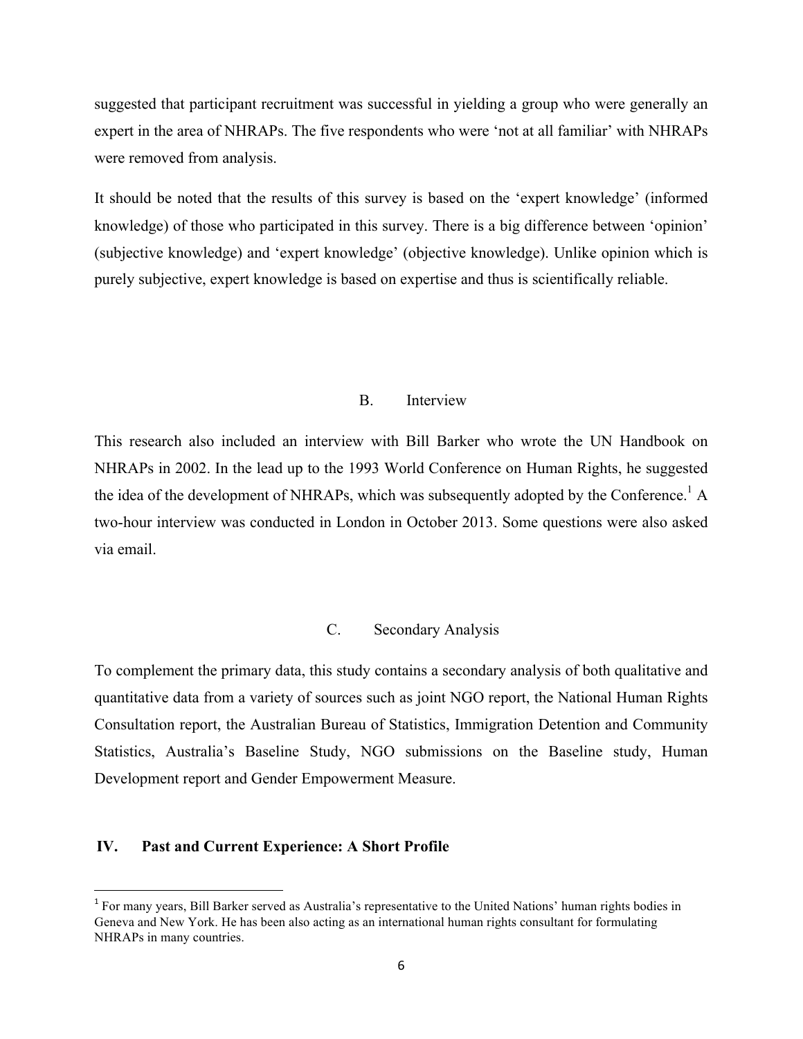suggested that participant recruitment was successful in yielding a group who were generally an expert in the area of NHRAPs. The five respondents who were 'not at all familiar' with NHRAPs were removed from analysis.

It should be noted that the results of this survey is based on the 'expert knowledge' (informed knowledge) of those who participated in this survey. There is a big difference between 'opinion' (subjective knowledge) and 'expert knowledge' (objective knowledge). Unlike opinion which is purely subjective, expert knowledge is based on expertise and thus is scientifically reliable.

### B. Interview

This research also included an interview with Bill Barker who wrote the UN Handbook on NHRAPs in 2002. In the lead up to the 1993 World Conference on Human Rights, he suggested the idea of the development of NHRAPs, which was subsequently adopted by the Conference.[1] A two-hour interview was conducted in London in October 2013. Some questions were also asked via email.

### C. Secondary Analysis

To complement the primary data, this study contains a secondary analysis of both qualitative and quantitative data from a variety of sources such as joint NGO report, the National Human Rights Consultation report, the Australian Bureau of Statistics, Immigration Detention and Community Statistics, Australia's Baseline Study, NGO submissions on the Baseline study, Human Development report and Gender Empowerment Measure.

## IV. Past and Current Experience: A Short Profile

[1] For many years, Bill Barker served as Australia's representative to the United Nations' human rights bodies in Geneva and New York. He has been also acting as an international human rights consultant for formulating NHRAPs in many countries.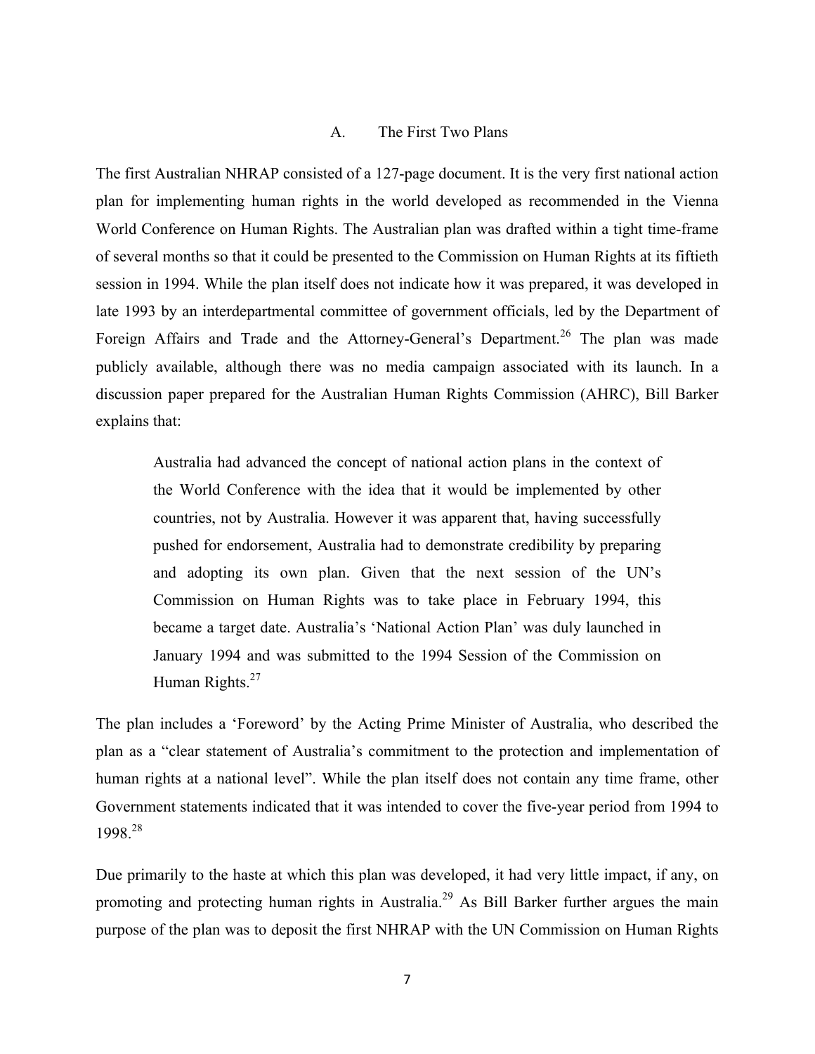### A. The First Two Plans

The first Australian NHRAP consisted of a 127-page document. It is the very first national action plan for implementing human rights in the world developed as recommended in the Vienna World Conference on Human Rights. The Australian plan was drafted within a tight time-frame of several months so that it could be presented to the Commission on Human Rights at its fiftieth session in 1994. While the plan itself does not indicate how it was prepared, it was developed in late 1993 by an interdepartmental committee of government officials, led by the Department of Foreign Affairs and Trade and the Attorney-General's Department.[26] The plan was made publicly available, although there was no media campaign associated with its launch. In a discussion paper prepared for the Australian Human Rights Commission (AHRC), Bill Barker explains that:

> Australia had advanced the concept of national action plans in the context of the World Conference with the idea that it would be implemented by other countries, not by Australia. However it was apparent that, having successfully pushed for endorsement, Australia had to demonstrate credibility by preparing and adopting its own plan. Given that the next session of the UN's Commission on Human Rights was to take place in February 1994, this became a target date. Australia's 'National Action Plan' was duly launched in January 1994 and was submitted to the 1994 Session of the Commission on Human Rights.[27]

The plan includes a 'Foreword' by the Acting Prime Minister of Australia, who described the plan as a "clear statement of Australia's commitment to the protection and implementation of human rights at a national level". While the plan itself does not contain any time frame, other Government statements indicated that it was intended to cover the five-year period from 1994 to 1998.[28]

Due primarily to the haste at which this plan was developed, it had very little impact, if any, on promoting and protecting human rights in Australia.[29] As Bill Barker further argues the main purpose of the plan was to deposit the first NHRAP with the UN Commission on Human Rights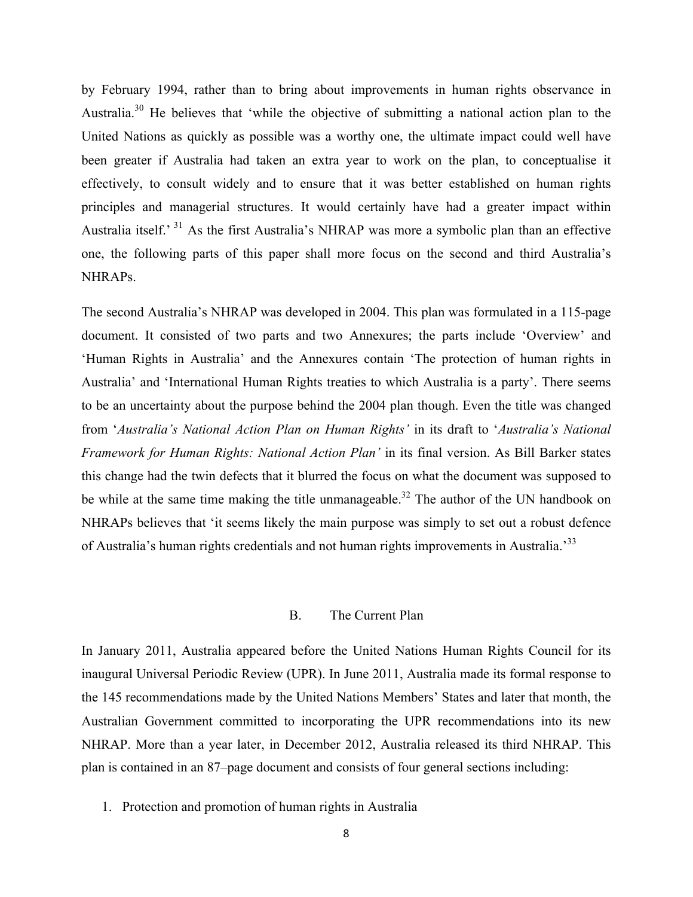by February 1994, rather than to bring about improvements in human rights observance in Australia.[30] He believes that 'while the objective of submitting a national action plan to the United Nations as quickly as possible was a worthy one, the ultimate impact could well have been greater if Australia had taken an extra year to work on the plan, to conceptualise it effectively, to consult widely and to ensure that it was better established on human rights principles and managerial structures. It would certainly have had a greater impact within Australia itself.' [31] As the first Australia's NHRAP was more a symbolic plan than an effective one, the following parts of this paper shall more focus on the second and third Australia's NHRAPs.

The second Australia's NHRAP was developed in 2004. This plan was formulated in a 115-page document. It consisted of two parts and two Annexures; the parts include 'Overview' and 'Human Rights in Australia' and the Annexures contain 'The protection of human rights in Australia' and 'International Human Rights treaties to which Australia is a party'. There seems to be an uncertainty about the purpose behind the 2004 plan though. Even the title was changed from '*Australia's National Action Plan on Human Rights'* in its draft to '*Australia's National Framework for Human Rights: National Action Plan'* in its final version. As Bill Barker states this change had the twin defects that it blurred the focus on what the document was supposed to be while at the same time making the title unmanageable.[32] The author of the UN handbook on NHRAPs believes that 'it seems likely the main purpose was simply to set out a robust defence of Australia's human rights credentials and not human rights improvements in Australia.'[33]

## B. The Current Plan

In January 2011, Australia appeared before the United Nations Human Rights Council for its inaugural Universal Periodic Review (UPR). In June 2011, Australia made its formal response to the 145 recommendations made by the United Nations Members' States and later that month, the Australian Government committed to incorporating the UPR recommendations into its new NHRAP. More than a year later, in December 2012, Australia released its third NHRAP. This plan is contained in an 87–page document and consists of four general sections including:

1. Protection and promotion of human rights in Australia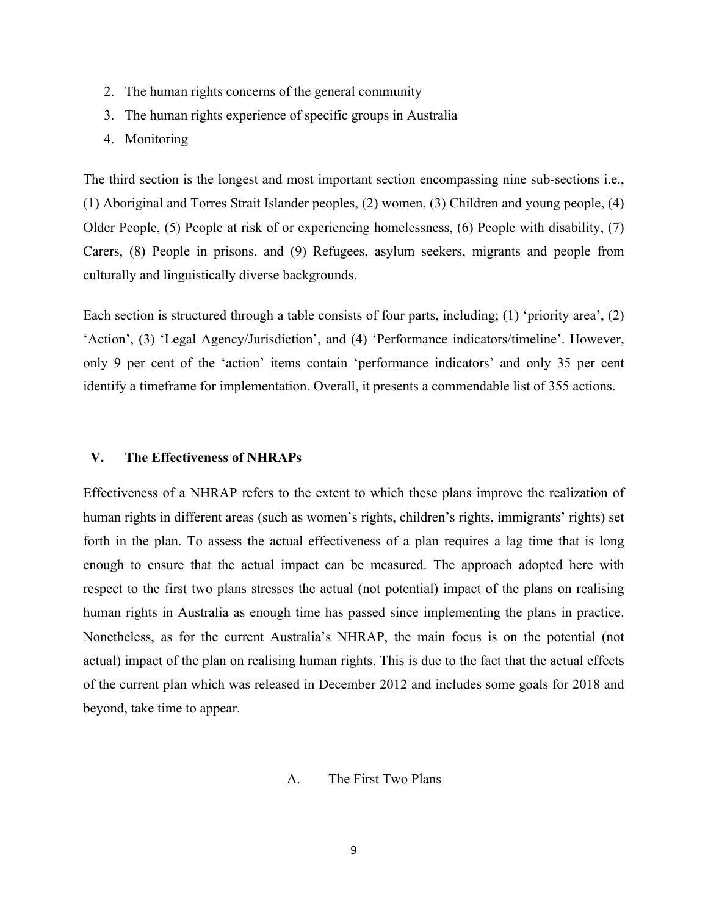2. The human rights concerns of the general community
3. The human rights experience of specific groups in Australia
4. Monitoring

The third section is the longest and most important section encompassing nine sub-sections i.e., (1) Aboriginal and Torres Strait Islander peoples, (2) women, (3) Children and young people, (4) Older People, (5) People at risk of or experiencing homelessness, (6) People with disability, (7) Carers, (8) People in prisons, and (9) Refugees, asylum seekers, migrants and people from culturally and linguistically diverse backgrounds.

Each section is structured through a table consists of four parts, including; (1) 'priority area', (2) 'Action', (3) 'Legal Agency/Jurisdiction', and (4) 'Performance indicators/timeline'. However, only 9 per cent of the 'action' items contain 'performance indicators' and only 35 per cent identify a timeframe for implementation. Overall, it presents a commendable list of 355 actions.

## V. The Effectiveness of NHRAPs

Effectiveness of a NHRAP refers to the extent to which these plans improve the realization of human rights in different areas (such as women's rights, children's rights, immigrants' rights) set forth in the plan. To assess the actual effectiveness of a plan requires a lag time that is long enough to ensure that the actual impact can be measured. The approach adopted here with respect to the first two plans stresses the actual (not potential) impact of the plans on realising human rights in Australia as enough time has passed since implementing the plans in practice. Nonetheless, as for the current Australia's NHRAP, the main focus is on the potential (not actual) impact of the plan on realising human rights. This is due to the fact that the actual effects of the current plan which was released in December 2012 and includes some goals for 2018 and beyond, take time to appear.

### A. The First Two Plans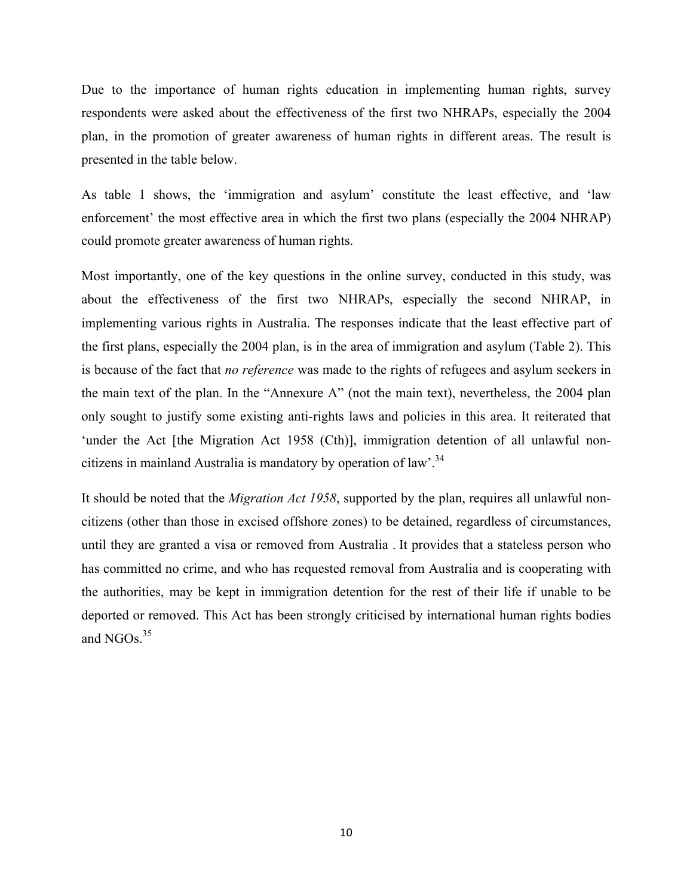Due to the importance of human rights education in implementing human rights, survey respondents were asked about the effectiveness of the first two NHRAPs, especially the 2004 plan, in the promotion of greater awareness of human rights in different areas. The result is presented in the table below.

As table 1 shows, the 'immigration and asylum' constitute the least effective, and 'law enforcement' the most effective area in which the first two plans (especially the 2004 NHRAP) could promote greater awareness of human rights.

Most importantly, one of the key questions in the online survey, conducted in this study, was about the effectiveness of the first two NHRAPs, especially the second NHRAP, in implementing various rights in Australia. The responses indicate that the least effective part of the first plans, especially the 2004 plan, is in the area of immigration and asylum (Table 2). This is because of the fact that *no reference* was made to the rights of refugees and asylum seekers in the main text of the plan. In the "Annexure A" (not the main text), nevertheless, the 2004 plan only sought to justify some existing anti-rights laws and policies in this area. It reiterated that 'under the Act [the Migration Act 1958 (Cth)], immigration detention of all unlawful non-citizens in mainland Australia is mandatory by operation of law'.[34]

It should be noted that the *Migration Act 1958*, supported by the plan, requires all unlawful non-citizens (other than those in excised offshore zones) to be detained, regardless of circumstances, until they are granted a visa or removed from Australia . It provides that a stateless person who has committed no crime, and who has requested removal from Australia and is cooperating with the authorities, may be kept in immigration detention for the rest of their life if unable to be deported or removed. This Act has been strongly criticised by international human rights bodies and NGOs.[35]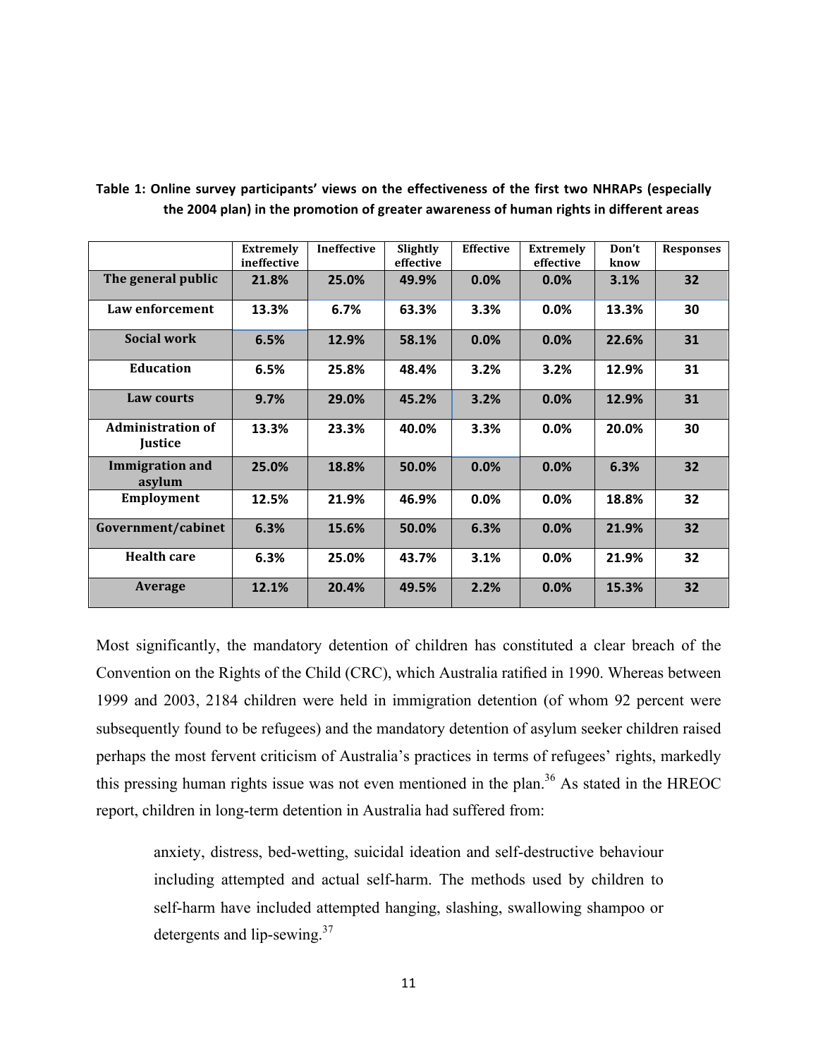**Table 1: Online survey participants' views on the effectiveness of the first two NHRAPs (especially the 2004 plan) in the promotion of greater awareness of human rights in different areas**

| | Extremely ineffective | Ineffective | Slightly effective | Effective | Extremely effective | Don't know | Responses |
|---|---|---|---|---|---|---|---|
| The general public | 21.8% | 25.0% | 49.9% | 0.0% | 0.0% | 3.1% | 32 |
| Law enforcement | 13.3% | 6.7% | 63.3% | 3.3% | 0.0% | 13.3% | 30 |
| Social work | 6.5% | 12.9% | 58.1% | 0.0% | 0.0% | 22.6% | 31 |
| Education | 6.5% | 25.8% | 48.4% | 3.2% | 3.2% | 12.9% | 31 |
| Law courts | 9.7% | 29.0% | 45.2% | 3.2% | 0.0% | 12.9% | 31 |
| Administration of Justice | 13.3% | 23.3% | 40.0% | 3.3% | 0.0% | 20.0% | 30 |
| Immigration and asylum | 25.0% | 18.8% | 50.0% | 0.0% | 0.0% | 6.3% | 32 |
| Employment | 12.5% | 21.9% | 46.9% | 0.0% | 0.0% | 18.8% | 32 |
| Government/cabinet | 6.3% | 15.6% | 50.0% | 6.3% | 0.0% | 21.9% | 32 |
| Health care | 6.3% | 25.0% | 43.7% | 3.1% | 0.0% | 21.9% | 32 |
| Average | 12.1% | 20.4% | 49.5% | 2.2% | 0.0% | 15.3% | 32 |

Most significantly, the mandatory detention of children has constituted a clear breach of the Convention on the Rights of the Child (CRC), which Australia ratified in 1990. Whereas between 1999 and 2003, 2184 children were held in immigration detention (of whom 92 percent were subsequently found to be refugees) and the mandatory detention of asylum seeker children raised perhaps the most fervent criticism of Australia's practices in terms of refugees' rights, markedly this pressing human rights issue was not even mentioned in the plan.[36] As stated in the HREOC report, children in long-term detention in Australia had suffered from:

> anxiety, distress, bed-wetting, suicidal ideation and self-destructive behaviour including attempted and actual self-harm. The methods used by children to self-harm have included attempted hanging, slashing, swallowing shampoo or detergents and lip-sewing.[37]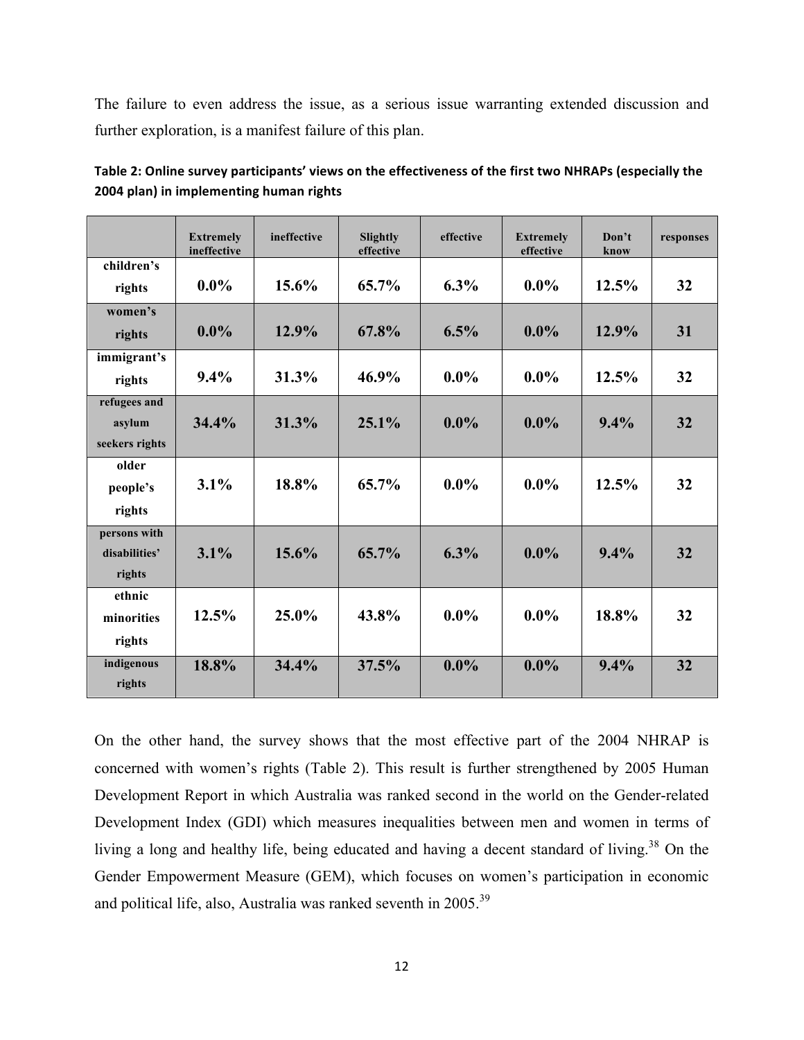The failure to even address the issue, as a serious issue warranting extended discussion and further exploration, is a manifest failure of this plan.

**Table 2: Online survey participants' views on the effectiveness of the first two NHRAPs (especially the 2004 plan) in implementing human rights**

| | Extremely ineffective | ineffective | Slightly effective | effective | Extremely effective | Don't know | responses |
|---|---|---|---|---|---|---|---|
| children's rights | 0.0% | 15.6% | 65.7% | 6.3% | 0.0% | 12.5% | 32 |
| women's rights | 0.0% | 12.9% | 67.8% | 6.5% | 0.0% | 12.9% | 31 |
| immigrant's rights | 9.4% | 31.3% | 46.9% | 0.0% | 0.0% | 12.5% | 32 |
| refugees and asylum seekers rights | 34.4% | 31.3% | 25.1% | 0.0% | 0.0% | 9.4% | 32 |
| older people's rights | 3.1% | 18.8% | 65.7% | 0.0% | 0.0% | 12.5% | 32 |
| persons with disabilities' rights | 3.1% | 15.6% | 65.7% | 6.3% | 0.0% | 9.4% | 32 |
| ethnic minorities rights | 12.5% | 25.0% | 43.8% | 0.0% | 0.0% | 18.8% | 32 |
| indigenous rights | 18.8% | 34.4% | 37.5% | 0.0% | 0.0% | 9.4% | 32 |

On the other hand, the survey shows that the most effective part of the 2004 NHRAP is concerned with women's rights (Table 2). This result is further strengthened by 2005 Human Development Report in which Australia was ranked second in the world on the Gender-related Development Index (GDI) which measures inequalities between men and women in terms of living a long and healthy life, being educated and having a decent standard of living.[38] On the Gender Empowerment Measure (GEM), which focuses on women's participation in economic and political life, also, Australia was ranked seventh in 2005.[39]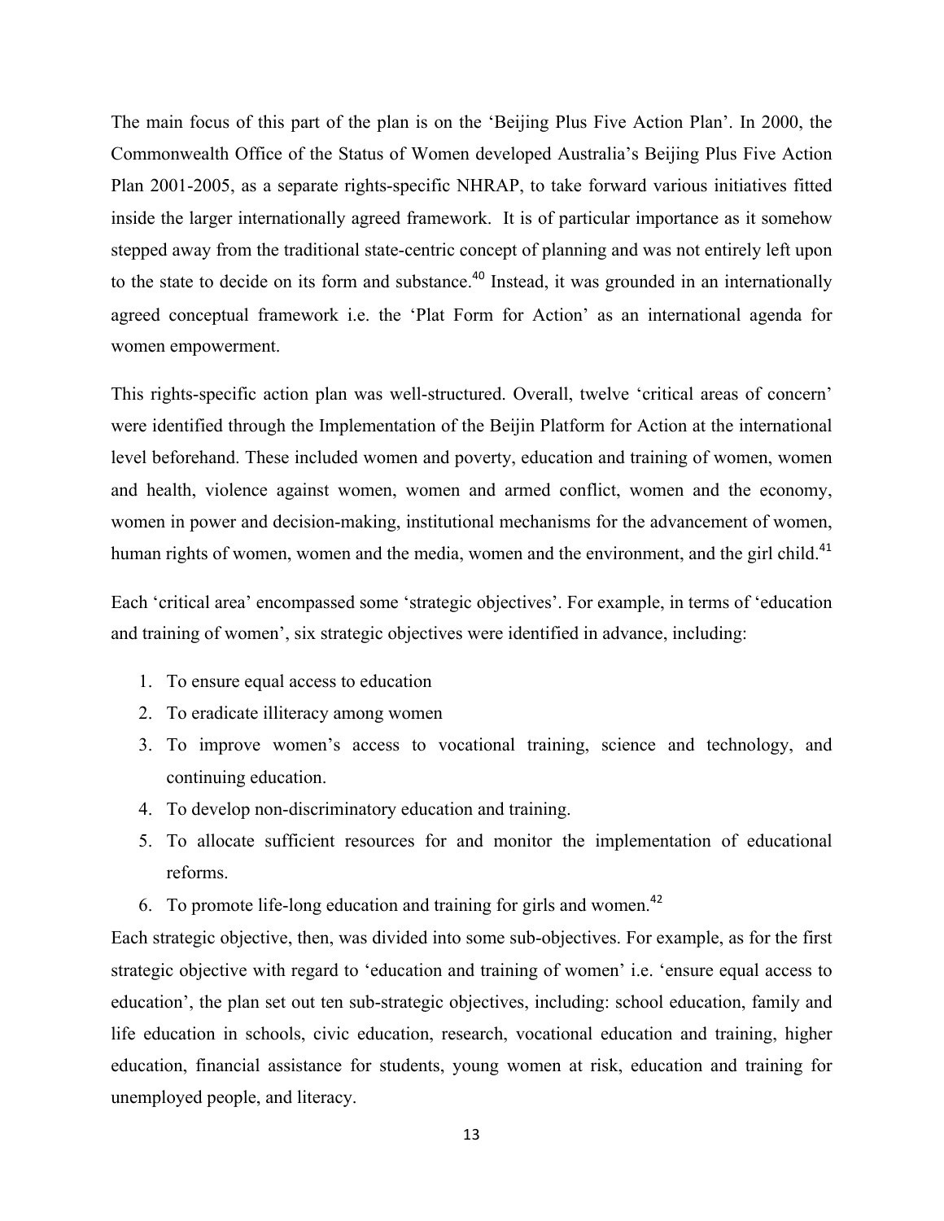The main focus of this part of the plan is on the 'Beijing Plus Five Action Plan'. In 2000, the Commonwealth Office of the Status of Women developed Australia's Beijing Plus Five Action Plan 2001-2005, as a separate rights-specific NHRAP, to take forward various initiatives fitted inside the larger internationally agreed framework. It is of particular importance as it somehow stepped away from the traditional state-centric concept of planning and was not entirely left upon to the state to decide on its form and substance.[40] Instead, it was grounded in an internationally agreed conceptual framework i.e. the 'Plat Form for Action' as an international agenda for women empowerment.

This rights-specific action plan was well-structured. Overall, twelve 'critical areas of concern' were identified through the Implementation of the Beijin Platform for Action at the international level beforehand. These included women and poverty, education and training of women, women and health, violence against women, women and armed conflict, women and the economy, women in power and decision-making, institutional mechanisms for the advancement of women, human rights of women, women and the media, women and the environment, and the girl child.[41]

Each 'critical area' encompassed some 'strategic objectives'. For example, in terms of 'education and training of women', six strategic objectives were identified in advance, including:

1. To ensure equal access to education
2. To eradicate illiteracy among women
3. To improve women's access to vocational training, science and technology, and continuing education.
4. To develop non-discriminatory education and training.
5. To allocate sufficient resources for and monitor the implementation of educational reforms.
6. To promote life-long education and training for girls and women.[42]

Each strategic objective, then, was divided into some sub-objectives. For example, as for the first strategic objective with regard to 'education and training of women' i.e. 'ensure equal access to education', the plan set out ten sub-strategic objectives, including: school education, family and life education in schools, civic education, research, vocational education and training, higher education, financial assistance for students, young women at risk, education and training for unemployed people, and literacy.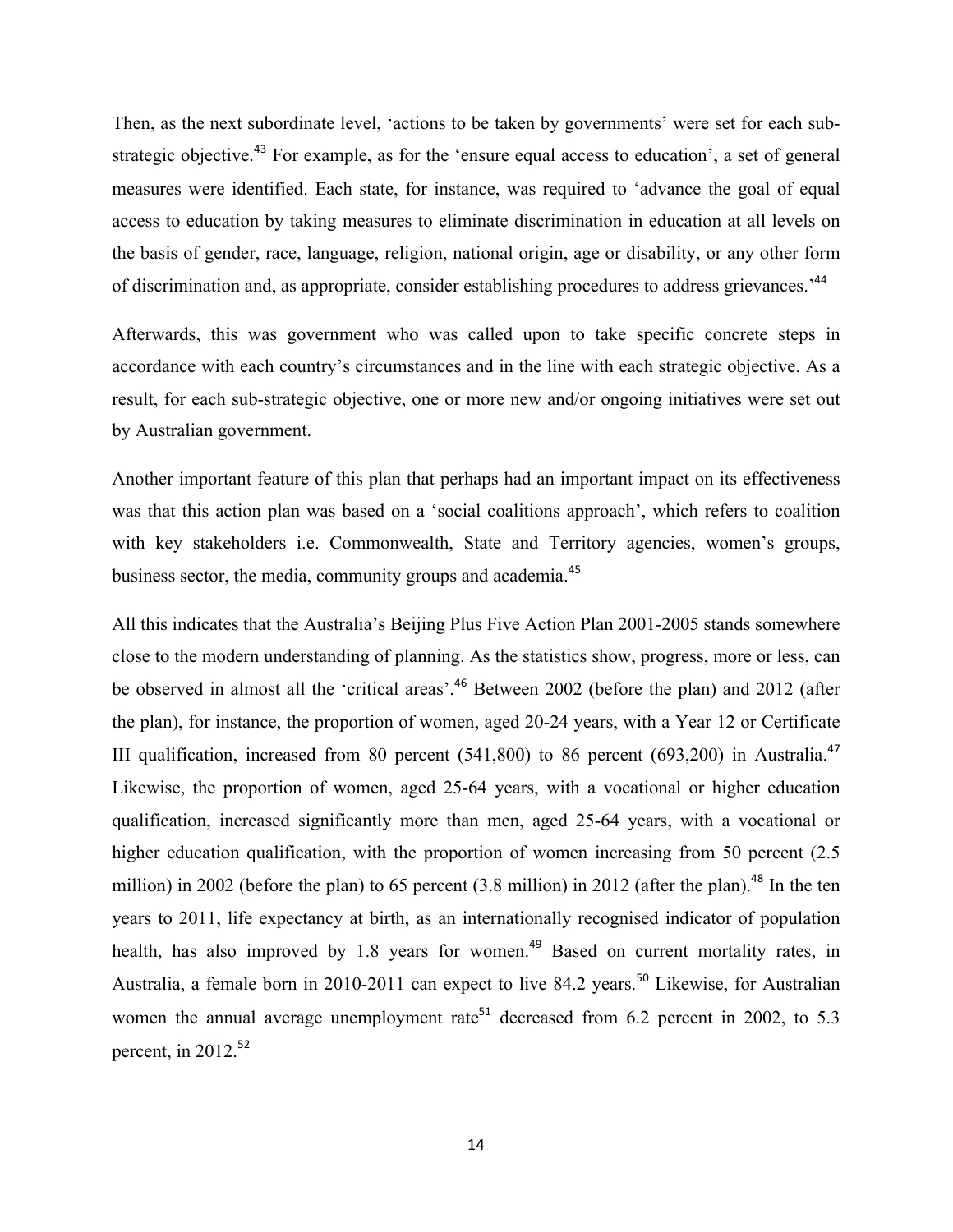Then, as the next subordinate level, 'actions to be taken by governments' were set for each sub-strategic objective.[43] For example, as for the 'ensure equal access to education', a set of general measures were identified. Each state, for instance, was required to 'advance the goal of equal access to education by taking measures to eliminate discrimination in education at all levels on the basis of gender, race, language, religion, national origin, age or disability, or any other form of discrimination and, as appropriate, consider establishing procedures to address grievances.'[44]

Afterwards, this was government who was called upon to take specific concrete steps in accordance with each country's circumstances and in the line with each strategic objective. As a result, for each sub-strategic objective, one or more new and/or ongoing initiatives were set out by Australian government.

Another important feature of this plan that perhaps had an important impact on its effectiveness was that this action plan was based on a 'social coalitions approach', which refers to coalition with key stakeholders i.e. Commonwealth, State and Territory agencies, women's groups, business sector, the media, community groups and academia.[45]

All this indicates that the Australia's Beijing Plus Five Action Plan 2001-2005 stands somewhere close to the modern understanding of planning. As the statistics show, progress, more or less, can be observed in almost all the 'critical areas'.[46] Between 2002 (before the plan) and 2012 (after the plan), for instance, the proportion of women, aged 20-24 years, with a Year 12 or Certificate III qualification, increased from 80 percent (541,800) to 86 percent (693,200) in Australia.[47] Likewise, the proportion of women, aged 25-64 years, with a vocational or higher education qualification, increased significantly more than men, aged 25-64 years, with a vocational or higher education qualification, with the proportion of women increasing from 50 percent (2.5 million) in 2002 (before the plan) to 65 percent (3.8 million) in 2012 (after the plan).[48] In the ten years to 2011, life expectancy at birth, as an internationally recognised indicator of population health, has also improved by 1.8 years for women.[49] Based on current mortality rates, in Australia, a female born in 2010-2011 can expect to live 84.2 years.[50] Likewise, for Australian women the annual average unemployment rate[51] decreased from 6.2 percent in 2002, to 5.3 percent, in 2012.[52]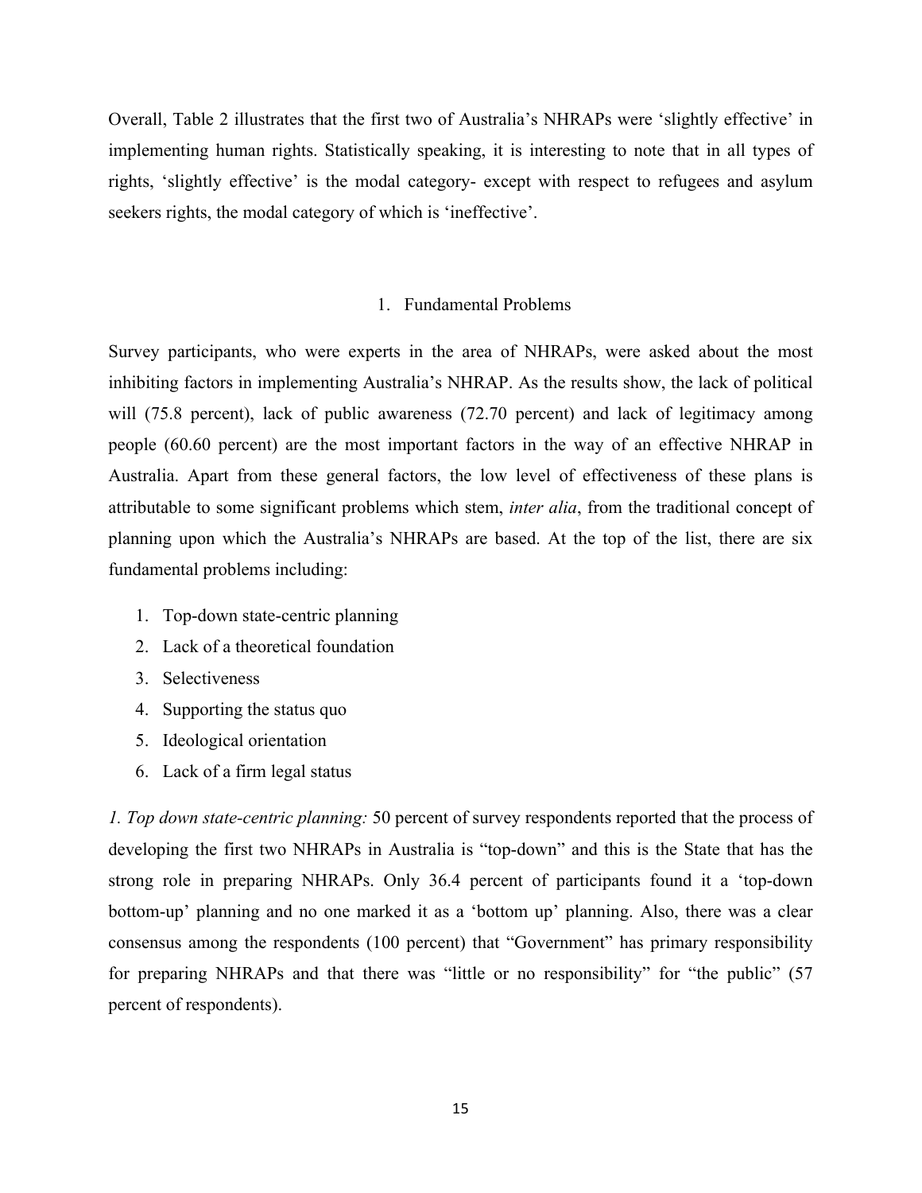Overall, Table 2 illustrates that the first two of Australia's NHRAPs were 'slightly effective' in implementing human rights. Statistically speaking, it is interesting to note that in all types of rights, 'slightly effective' is the modal category- except with respect to refugees and asylum seekers rights, the modal category of which is 'ineffective'.

## 1. Fundamental Problems

Survey participants, who were experts in the area of NHRAPs, were asked about the most inhibiting factors in implementing Australia's NHRAP. As the results show, the lack of political will (75.8 percent), lack of public awareness (72.70 percent) and lack of legitimacy among people (60.60 percent) are the most important factors in the way of an effective NHRAP in Australia. Apart from these general factors, the low level of effectiveness of these plans is attributable to some significant problems which stem, *inter alia*, from the traditional concept of planning upon which the Australia's NHRAPs are based. At the top of the list, there are six fundamental problems including:

1. Top-down state-centric planning
2. Lack of a theoretical foundation
3. Selectiveness
4. Supporting the status quo
5. Ideological orientation
6. Lack of a firm legal status

*1. Top down state-centric planning:* 50 percent of survey respondents reported that the process of developing the first two NHRAPs in Australia is "top-down" and this is the State that has the strong role in preparing NHRAPs. Only 36.4 percent of participants found it a 'top-down bottom-up' planning and no one marked it as a 'bottom up' planning. Also, there was a clear consensus among the respondents (100 percent) that "Government" has primary responsibility for preparing NHRAPs and that there was "little or no responsibility" for "the public" (57 percent of respondents).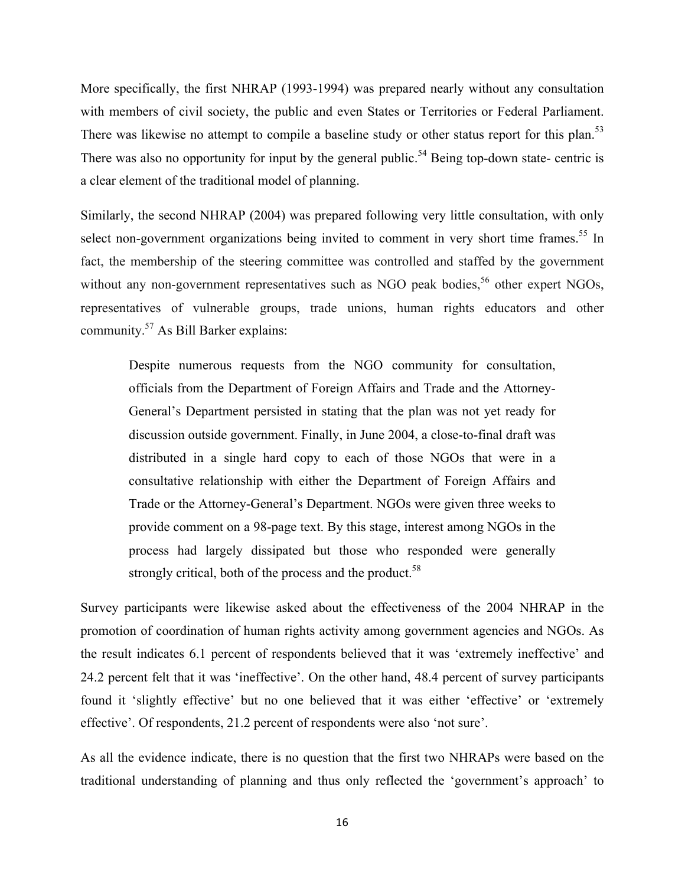More specifically, the first NHRAP (1993-1994) was prepared nearly without any consultation with members of civil society, the public and even States or Territories or Federal Parliament. There was likewise no attempt to compile a baseline study or other status report for this plan.[53] There was also no opportunity for input by the general public.[54] Being top-down state- centric is a clear element of the traditional model of planning.

Similarly, the second NHRAP (2004) was prepared following very little consultation, with only select non-government organizations being invited to comment in very short time frames.[55] In fact, the membership of the steering committee was controlled and staffed by the government without any non-government representatives such as NGO peak bodies,[56] other expert NGOs, representatives of vulnerable groups, trade unions, human rights educators and other community.[57] As Bill Barker explains:

> Despite numerous requests from the NGO community for consultation, officials from the Department of Foreign Affairs and Trade and the Attorney-General's Department persisted in stating that the plan was not yet ready for discussion outside government. Finally, in June 2004, a close-to-final draft was distributed in a single hard copy to each of those NGOs that were in a consultative relationship with either the Department of Foreign Affairs and Trade or the Attorney-General's Department. NGOs were given three weeks to provide comment on a 98-page text. By this stage, interest among NGOs in the process had largely dissipated but those who responded were generally strongly critical, both of the process and the product.[58]

Survey participants were likewise asked about the effectiveness of the 2004 NHRAP in the promotion of coordination of human rights activity among government agencies and NGOs. As the result indicates 6.1 percent of respondents believed that it was 'extremely ineffective' and 24.2 percent felt that it was 'ineffective'. On the other hand, 48.4 percent of survey participants found it 'slightly effective' but no one believed that it was either 'effective' or 'extremely effective'. Of respondents, 21.2 percent of respondents were also 'not sure'.

As all the evidence indicate, there is no question that the first two NHRAPs were based on the traditional understanding of planning and thus only reflected the 'government's approach' to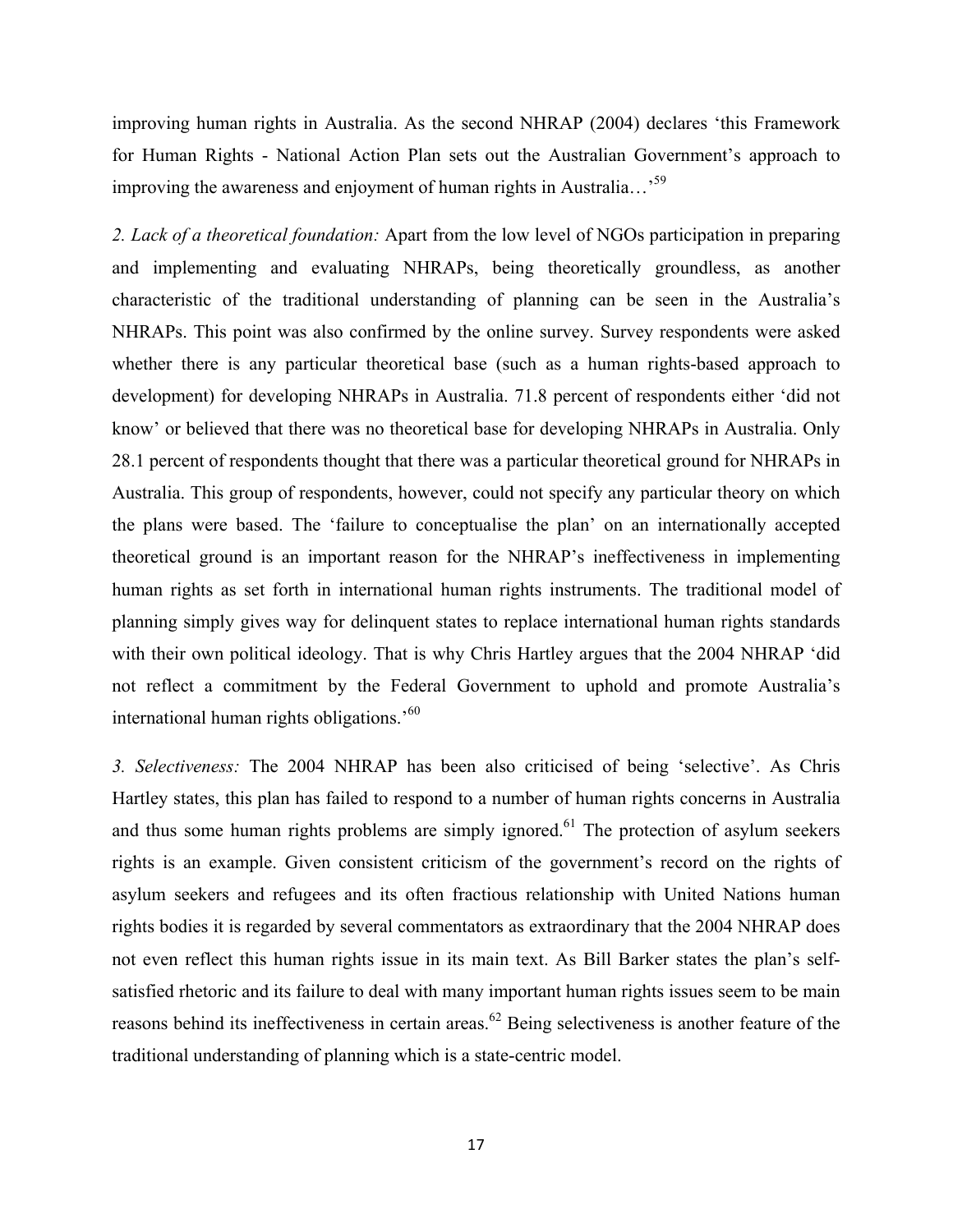improving human rights in Australia. As the second NHRAP (2004) declares 'this Framework for Human Rights - National Action Plan sets out the Australian Government's approach to improving the awareness and enjoyment of human rights in Australia…'[59]

*2. Lack of a theoretical foundation:* Apart from the low level of NGOs participation in preparing and implementing and evaluating NHRAPs, being theoretically groundless, as another characteristic of the traditional understanding of planning can be seen in the Australia's NHRAPs. This point was also confirmed by the online survey. Survey respondents were asked whether there is any particular theoretical base (such as a human rights-based approach to development) for developing NHRAPs in Australia. 71.8 percent of respondents either 'did not know' or believed that there was no theoretical base for developing NHRAPs in Australia. Only 28.1 percent of respondents thought that there was a particular theoretical ground for NHRAPs in Australia. This group of respondents, however, could not specify any particular theory on which the plans were based. The 'failure to conceptualise the plan' on an internationally accepted theoretical ground is an important reason for the NHRAP's ineffectiveness in implementing human rights as set forth in international human rights instruments. The traditional model of planning simply gives way for delinquent states to replace international human rights standards with their own political ideology. That is why Chris Hartley argues that the 2004 NHRAP 'did not reflect a commitment by the Federal Government to uphold and promote Australia's international human rights obligations.'[60]

*3. Selectiveness:* The 2004 NHRAP has been also criticised of being 'selective'. As Chris Hartley states, this plan has failed to respond to a number of human rights concerns in Australia and thus some human rights problems are simply ignored.[61] The protection of asylum seekers rights is an example. Given consistent criticism of the government's record on the rights of asylum seekers and refugees and its often fractious relationship with United Nations human rights bodies it is regarded by several commentators as extraordinary that the 2004 NHRAP does not even reflect this human rights issue in its main text. As Bill Barker states the plan's self-satisfied rhetoric and its failure to deal with many important human rights issues seem to be main reasons behind its ineffectiveness in certain areas.[62] Being selectiveness is another feature of the traditional understanding of planning which is a state-centric model.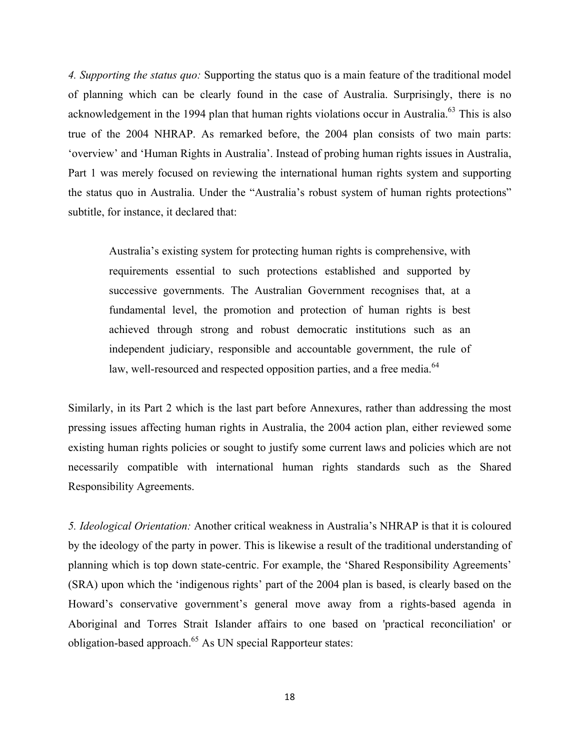*4. Supporting the status quo:* Supporting the status quo is a main feature of the traditional model of planning which can be clearly found in the case of Australia. Surprisingly, there is no acknowledgement in the 1994 plan that human rights violations occur in Australia.[63] This is also true of the 2004 NHRAP. As remarked before, the 2004 plan consists of two main parts: 'overview' and 'Human Rights in Australia'. Instead of probing human rights issues in Australia, Part 1 was merely focused on reviewing the international human rights system and supporting the status quo in Australia. Under the "Australia's robust system of human rights protections" subtitle, for instance, it declared that:

> Australia's existing system for protecting human rights is comprehensive, with requirements essential to such protections established and supported by successive governments. The Australian Government recognises that, at a fundamental level, the promotion and protection of human rights is best achieved through strong and robust democratic institutions such as an independent judiciary, responsible and accountable government, the rule of law, well-resourced and respected opposition parties, and a free media.[64]

Similarly, in its Part 2 which is the last part before Annexures, rather than addressing the most pressing issues affecting human rights in Australia, the 2004 action plan, either reviewed some existing human rights policies or sought to justify some current laws and policies which are not necessarily compatible with international human rights standards such as the Shared Responsibility Agreements.

*5. Ideological Orientation:* Another critical weakness in Australia's NHRAP is that it is coloured by the ideology of the party in power. This is likewise a result of the traditional understanding of planning which is top down state-centric. For example, the 'Shared Responsibility Agreements' (SRA) upon which the 'indigenous rights' part of the 2004 plan is based, is clearly based on the Howard's conservative government's general move away from a rights-based agenda in Aboriginal and Torres Strait Islander affairs to one based on 'practical reconciliation' or obligation-based approach.[65] As UN special Rapporteur states: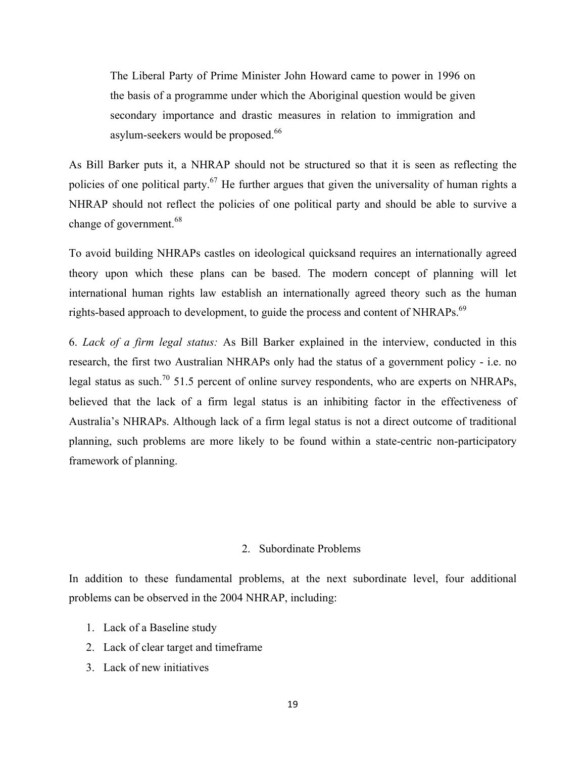> The Liberal Party of Prime Minister John Howard came to power in 1996 on the basis of a programme under which the Aboriginal question would be given secondary importance and drastic measures in relation to immigration and asylum-seekers would be proposed.[66]

As Bill Barker puts it, a NHRAP should not be structured so that it is seen as reflecting the policies of one political party.[67] He further argues that given the universality of human rights a NHRAP should not reflect the policies of one political party and should be able to survive a change of government.[68]

To avoid building NHRAPs castles on ideological quicksand requires an internationally agreed theory upon which these plans can be based. The modern concept of planning will let international human rights law establish an internationally agreed theory such as the human rights-based approach to development, to guide the process and content of NHRAPs.[69]

6. *Lack of a firm legal status:* As Bill Barker explained in the interview, conducted in this research, the first two Australian NHRAPs only had the status of a government policy - i.e. no legal status as such.[70] 51.5 percent of online survey respondents, who are experts on NHRAPs, believed that the lack of a firm legal status is an inhibiting factor in the effectiveness of Australia's NHRAPs. Although lack of a firm legal status is not a direct outcome of traditional planning, such problems are more likely to be found within a state-centric non-participatory framework of planning.

## 2. Subordinate Problems

In addition to these fundamental problems, at the next subordinate level, four additional problems can be observed in the 2004 NHRAP, including:

1. Lack of a Baseline study
2. Lack of clear target and timeframe
3. Lack of new initiatives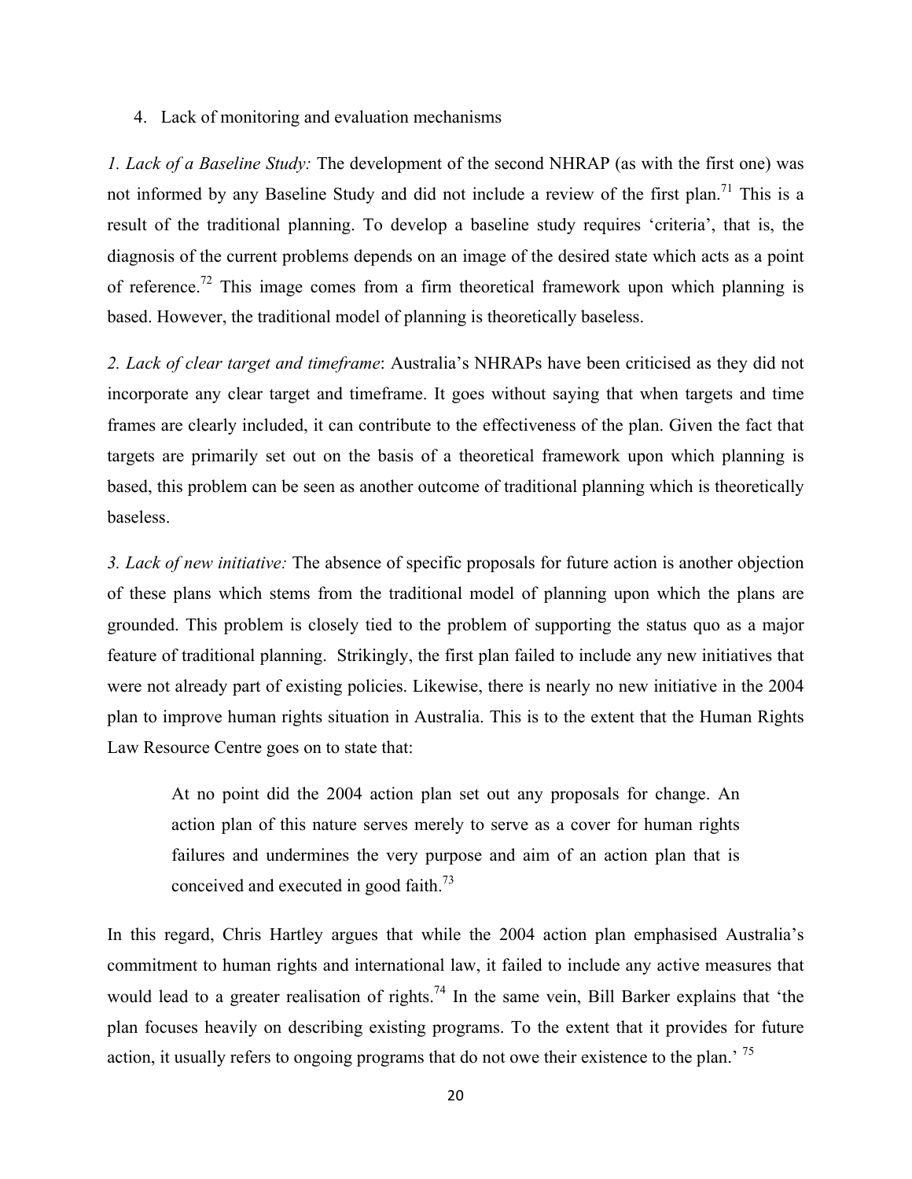4. Lack of monitoring and evaluation mechanisms

*1. Lack of a Baseline Study:* The development of the second NHRAP (as with the first one) was not informed by any Baseline Study and did not include a review of the first plan.[71] This is a result of the traditional planning. To develop a baseline study requires 'criteria', that is, the diagnosis of the current problems depends on an image of the desired state which acts as a point of reference.[72] This image comes from a firm theoretical framework upon which planning is based. However, the traditional model of planning is theoretically baseless.

*2. Lack of clear target and timeframe*: Australia's NHRAPs have been criticised as they did not incorporate any clear target and timeframe. It goes without saying that when targets and time frames are clearly included, it can contribute to the effectiveness of the plan. Given the fact that targets are primarily set out on the basis of a theoretical framework upon which planning is based, this problem can be seen as another outcome of traditional planning which is theoretically baseless.

*3. Lack of new initiative:* The absence of specific proposals for future action is another objection of these plans which stems from the traditional model of planning upon which the plans are grounded. This problem is closely tied to the problem of supporting the status quo as a major feature of traditional planning. Strikingly, the first plan failed to include any new initiatives that were not already part of existing policies. Likewise, there is nearly no new initiative in the 2004 plan to improve human rights situation in Australia. This is to the extent that the Human Rights Law Resource Centre goes on to state that:

> At no point did the 2004 action plan set out any proposals for change. An action plan of this nature serves merely to serve as a cover for human rights failures and undermines the very purpose and aim of an action plan that is conceived and executed in good faith.[73]

In this regard, Chris Hartley argues that while the 2004 action plan emphasised Australia's commitment to human rights and international law, it failed to include any active measures that would lead to a greater realisation of rights.[74] In the same vein, Bill Barker explains that 'the plan focuses heavily on describing existing programs. To the extent that it provides for future action, it usually refers to ongoing programs that do not owe their existence to the plan.' [75]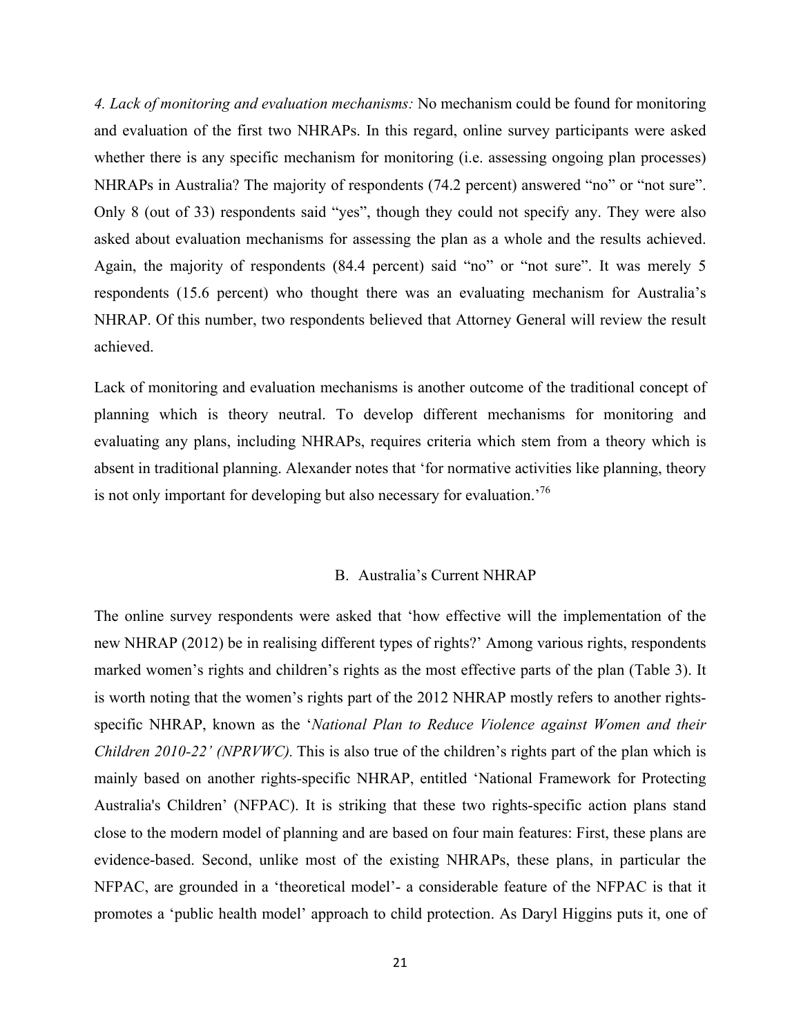*4. Lack of monitoring and evaluation mechanisms:* No mechanism could be found for monitoring and evaluation of the first two NHRAPs. In this regard, online survey participants were asked whether there is any specific mechanism for monitoring (i.e. assessing ongoing plan processes) NHRAPs in Australia? The majority of respondents (74.2 percent) answered "no" or "not sure". Only 8 (out of 33) respondents said "yes", though they could not specify any. They were also asked about evaluation mechanisms for assessing the plan as a whole and the results achieved. Again, the majority of respondents (84.4 percent) said "no" or "not sure". It was merely 5 respondents (15.6 percent) who thought there was an evaluating mechanism for Australia's NHRAP. Of this number, two respondents believed that Attorney General will review the result achieved.

Lack of monitoring and evaluation mechanisms is another outcome of the traditional concept of planning which is theory neutral. To develop different mechanisms for monitoring and evaluating any plans, including NHRAPs, requires criteria which stem from a theory which is absent in traditional planning. Alexander notes that 'for normative activities like planning, theory is not only important for developing but also necessary for evaluation.'[76]

## B. Australia's Current NHRAP

The online survey respondents were asked that 'how effective will the implementation of the new NHRAP (2012) be in realising different types of rights?' Among various rights, respondents marked women's rights and children's rights as the most effective parts of the plan (Table 3). It is worth noting that the women's rights part of the 2012 NHRAP mostly refers to another rights-specific NHRAP, known as the '*National Plan to Reduce Violence against Women and their Children 2010-22' (NPRVWC).* This is also true of the children's rights part of the plan which is mainly based on another rights-specific NHRAP, entitled 'National Framework for Protecting Australia's Children' (NFPAC). It is striking that these two rights-specific action plans stand close to the modern model of planning and are based on four main features: First, these plans are evidence-based. Second, unlike most of the existing NHRAPs, these plans, in particular the NFPAC, are grounded in a 'theoretical model'- a considerable feature of the NFPAC is that it promotes a 'public health model' approach to child protection. As Daryl Higgins puts it, one of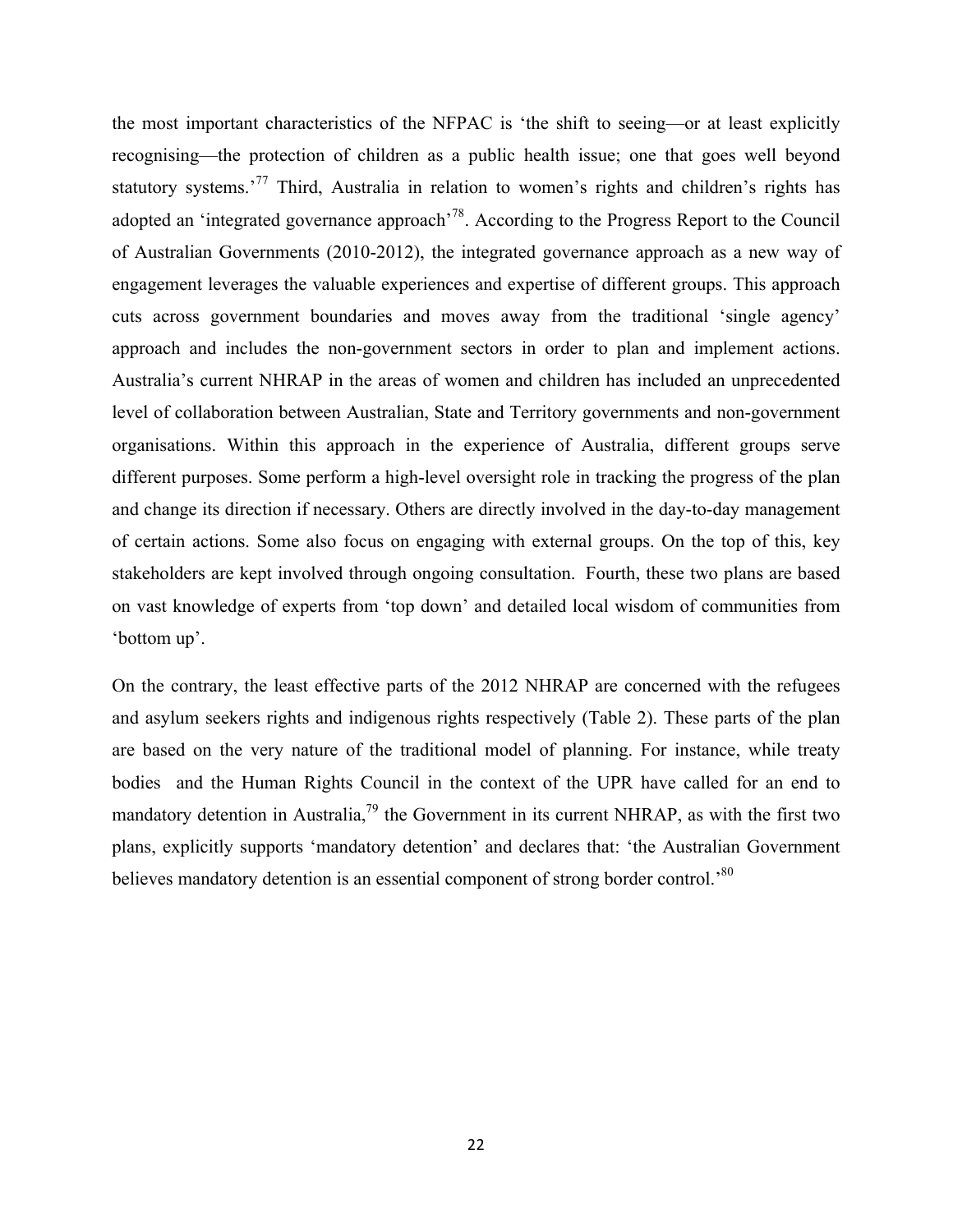the most important characteristics of the NFPAC is 'the shift to seeing—or at least explicitly recognising—the protection of children as a public health issue; one that goes well beyond statutory systems.'[77] Third, Australia in relation to women's rights and children's rights has adopted an 'integrated governance approach'[78]. According to the Progress Report to the Council of Australian Governments (2010-2012), the integrated governance approach as a new way of engagement leverages the valuable experiences and expertise of different groups. This approach cuts across government boundaries and moves away from the traditional 'single agency' approach and includes the non-government sectors in order to plan and implement actions. Australia's current NHRAP in the areas of women and children has included an unprecedented level of collaboration between Australian, State and Territory governments and non-government organisations. Within this approach in the experience of Australia, different groups serve different purposes. Some perform a high-level oversight role in tracking the progress of the plan and change its direction if necessary. Others are directly involved in the day-to-day management of certain actions. Some also focus on engaging with external groups. On the top of this, key stakeholders are kept involved through ongoing consultation. Fourth, these two plans are based on vast knowledge of experts from 'top down' and detailed local wisdom of communities from 'bottom up'.

On the contrary, the least effective parts of the 2012 NHRAP are concerned with the refugees and asylum seekers rights and indigenous rights respectively (Table 2). These parts of the plan are based on the very nature of the traditional model of planning. For instance, while treaty bodies and the Human Rights Council in the context of the UPR have called for an end to mandatory detention in Australia,[79] the Government in its current NHRAP, as with the first two plans, explicitly supports 'mandatory detention' and declares that: 'the Australian Government believes mandatory detention is an essential component of strong border control.'[80]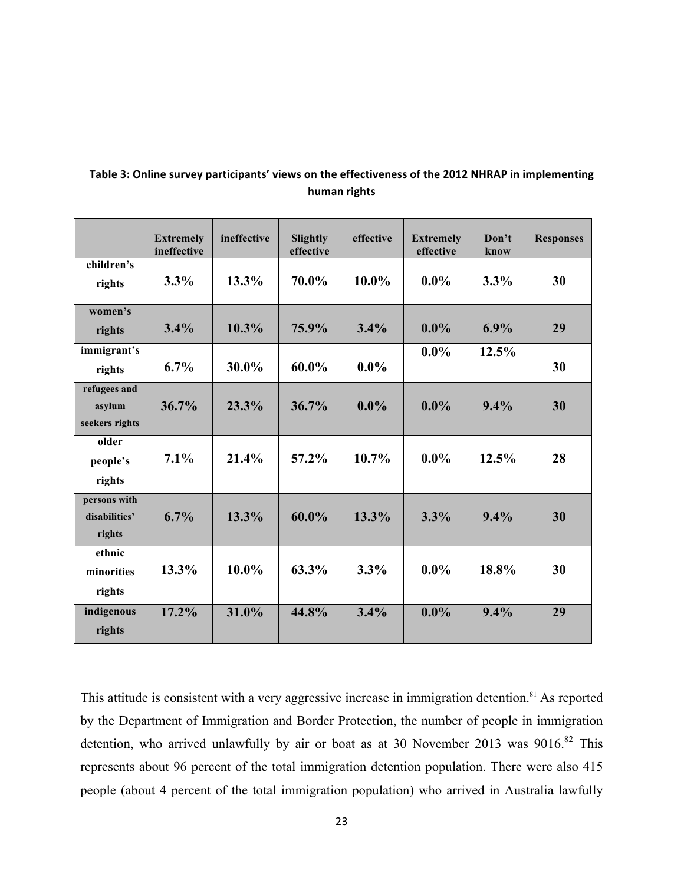**Table 3: Online survey participants' views on the effectiveness of the 2012 NHRAP in implementing human rights**

| | Extremely ineffective | ineffective | Slightly effective | effective | Extremely effective | Don't know | Responses |
|---|---|---|---|---|---|---|---|
| children's rights | 3.3% | 13.3% | 70.0% | 10.0% | 0.0% | 3.3% | 30 |
| women's rights | 3.4% | 10.3% | 75.9% | 3.4% | 0.0% | 6.9% | 29 |
| immigrant's rights | 6.7% | 30.0% | 60.0% | 0.0% | 0.0% | 12.5% | 30 |
| refugees and asylum seekers rights | 36.7% | 23.3% | 36.7% | 0.0% | 0.0% | 9.4% | 30 |
| older people's rights | 7.1% | 21.4% | 57.2% | 10.7% | 0.0% | 12.5% | 28 |
| persons with disabilities' rights | 6.7% | 13.3% | 60.0% | 13.3% | 3.3% | 9.4% | 30 |
| ethnic minorities rights | 13.3% | 10.0% | 63.3% | 3.3% | 0.0% | 18.8% | 30 |
| indigenous rights | 17.2% | 31.0% | 44.8% | 3.4% | 0.0% | 9.4% | 29 |

This attitude is consistent with a very aggressive increase in immigration detention.[81] As reported by the Department of Immigration and Border Protection, the number of people in immigration detention, who arrived unlawfully by air or boat as at 30 November 2013 was 9016.[82] This represents about 96 percent of the total immigration detention population. There were also 415 people (about 4 percent of the total immigration population) who arrived in Australia lawfully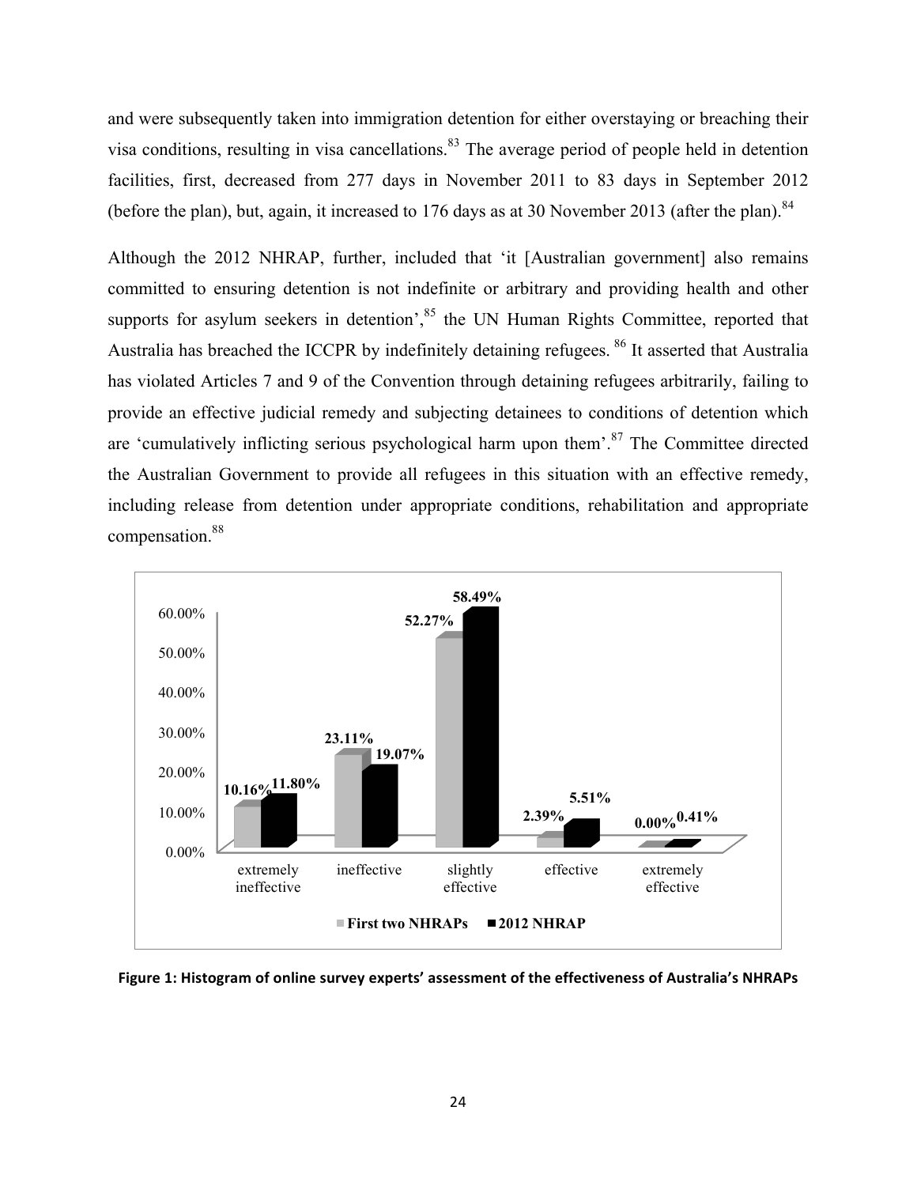and were subsequently taken into immigration detention for either overstaying or breaching their visa conditions, resulting in visa cancellations.[83] The average period of people held in detention facilities, first, decreased from 277 days in November 2011 to 83 days in September 2012 (before the plan), but, again, it increased to 176 days as at 30 November 2013 (after the plan).[84]

Although the 2012 NHRAP, further, included that 'it [Australian government] also remains committed to ensuring detention is not indefinite or arbitrary and providing health and other supports for asylum seekers in detention',[85] the UN Human Rights Committee, reported that Australia has breached the ICCPR by indefinitely detaining refugees.[86] It asserted that Australia has violated Articles 7 and 9 of the Convention through detaining refugees arbitrarily, failing to provide an effective judicial remedy and subjecting detainees to conditions of detention which are 'cumulatively inflicting serious psychological harm upon them'.[87] The Committee directed the Australian Government to provide all refugees in this situation with an effective remedy, including release from detention under appropriate conditions, rehabilitation and appropriate compensation.[88]

| | extremely ineffective | ineffective | slightly effective | effective | extremely effective |
|---|---|---|---|---|---|
| First two NHRAPs | 10.16% | 23.11% | 52.27% | 2.39% | 0.00% |
| 2012 NHRAP | 11.80% | 19.07% | 58.49% | 5.51% | 0.41% |

**Figure 1: Histogram of online survey experts' assessment of the effectiveness of Australia's NHRAPs**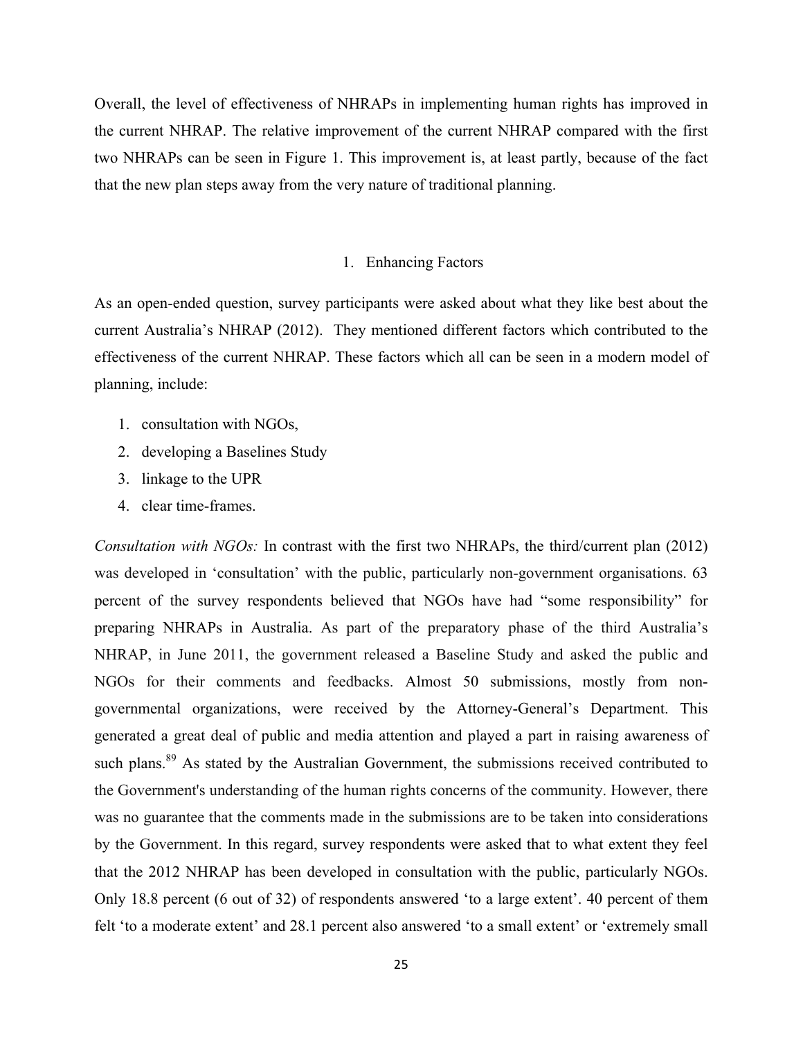Overall, the level of effectiveness of NHRAPs in implementing human rights has improved in the current NHRAP. The relative improvement of the current NHRAP compared with the first two NHRAPs can be seen in Figure 1. This improvement is, at least partly, because of the fact that the new plan steps away from the very nature of traditional planning.

### 1. Enhancing Factors

As an open-ended question, survey participants were asked about what they like best about the current Australia's NHRAP (2012). They mentioned different factors which contributed to the effectiveness of the current NHRAP. These factors which all can be seen in a modern model of planning, include:

1. consultation with NGOs,
2. developing a Baselines Study
3. linkage to the UPR
4. clear time-frames.

*Consultation with NGOs:* In contrast with the first two NHRAPs, the third/current plan (2012) was developed in 'consultation' with the public, particularly non-government organisations. 63 percent of the survey respondents believed that NGOs have had "some responsibility" for preparing NHRAPs in Australia. As part of the preparatory phase of the third Australia's NHRAP, in June 2011, the government released a Baseline Study and asked the public and NGOs for their comments and feedbacks. Almost 50 submissions, mostly from non-governmental organizations, were received by the Attorney-General's Department. This generated a great deal of public and media attention and played a part in raising awareness of such plans.[89] As stated by the Australian Government, the submissions received contributed to the Government's understanding of the human rights concerns of the community. However, there was no guarantee that the comments made in the submissions are to be taken into considerations by the Government. In this regard, survey respondents were asked that to what extent they feel that the 2012 NHRAP has been developed in consultation with the public, particularly NGOs. Only 18.8 percent (6 out of 32) of respondents answered 'to a large extent'. 40 percent of them felt 'to a moderate extent' and 28.1 percent also answered 'to a small extent' or 'extremely small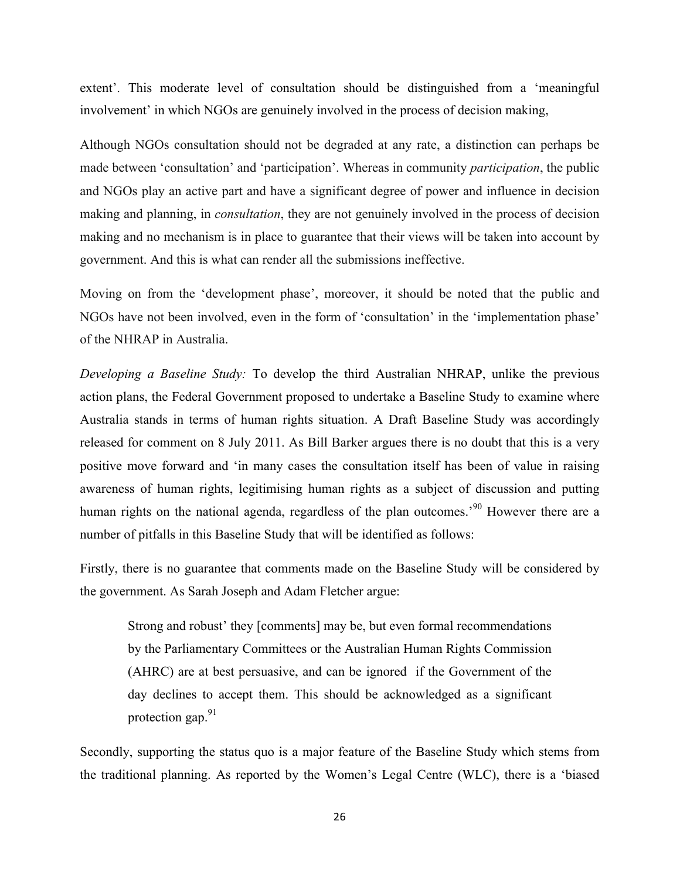extent'. This moderate level of consultation should be distinguished from a 'meaningful involvement' in which NGOs are genuinely involved in the process of decision making,

Although NGOs consultation should not be degraded at any rate, a distinction can perhaps be made between 'consultation' and 'participation'. Whereas in community *participation*, the public and NGOs play an active part and have a significant degree of power and influence in decision making and planning, in *consultation*, they are not genuinely involved in the process of decision making and no mechanism is in place to guarantee that their views will be taken into account by government. And this is what can render all the submissions ineffective.

Moving on from the 'development phase', moreover, it should be noted that the public and NGOs have not been involved, even in the form of 'consultation' in the 'implementation phase' of the NHRAP in Australia.

*Developing a Baseline Study:* To develop the third Australian NHRAP, unlike the previous action plans, the Federal Government proposed to undertake a Baseline Study to examine where Australia stands in terms of human rights situation. A Draft Baseline Study was accordingly released for comment on 8 July 2011. As Bill Barker argues there is no doubt that this is a very positive move forward and 'in many cases the consultation itself has been of value in raising awareness of human rights, legitimising human rights as a subject of discussion and putting human rights on the national agenda, regardless of the plan outcomes.'[90] However there are a number of pitfalls in this Baseline Study that will be identified as follows:

Firstly, there is no guarantee that comments made on the Baseline Study will be considered by the government. As Sarah Joseph and Adam Fletcher argue:

> Strong and robust' they [comments] may be, but even formal recommendations by the Parliamentary Committees or the Australian Human Rights Commission (AHRC) are at best persuasive, and can be ignored if the Government of the day declines to accept them. This should be acknowledged as a significant protection gap.[91]

Secondly, supporting the status quo is a major feature of the Baseline Study which stems from the traditional planning. As reported by the Women's Legal Centre (WLC), there is a 'biased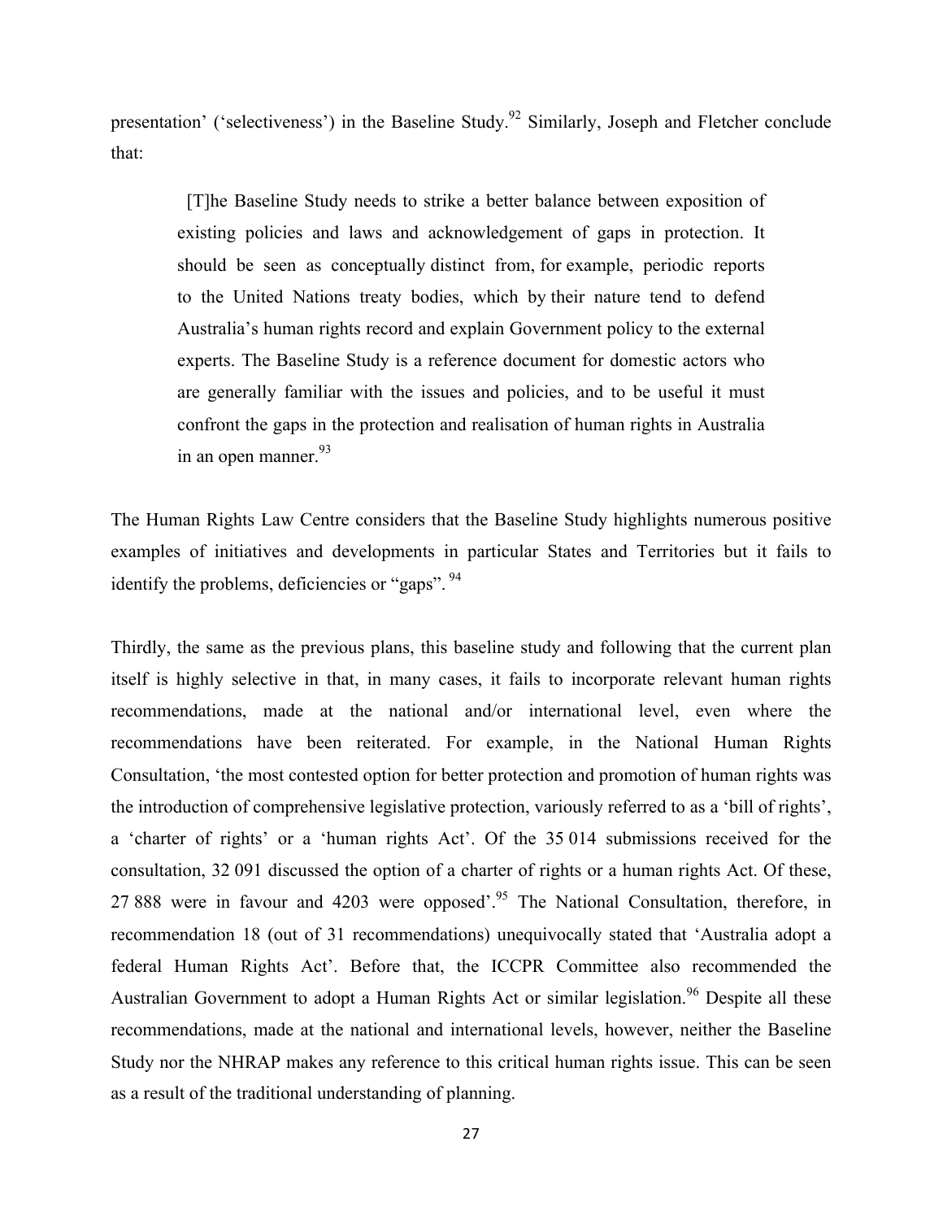presentation' ('selectiveness') in the Baseline Study.[92] Similarly, Joseph and Fletcher conclude that:

> [T]he Baseline Study needs to strike a better balance between exposition of existing policies and laws and acknowledgement of gaps in protection. It should be seen as conceptually distinct from, for example, periodic reports to the United Nations treaty bodies, which by their nature tend to defend Australia's human rights record and explain Government policy to the external experts. The Baseline Study is a reference document for domestic actors who are generally familiar with the issues and policies, and to be useful it must confront the gaps in the protection and realisation of human rights in Australia in an open manner.[93]

The Human Rights Law Centre considers that the Baseline Study highlights numerous positive examples of initiatives and developments in particular States and Territories but it fails to identify the problems, deficiencies or "gaps". [94]

Thirdly, the same as the previous plans, this baseline study and following that the current plan itself is highly selective in that, in many cases, it fails to incorporate relevant human rights recommendations, made at the national and/or international level, even where the recommendations have been reiterated. For example, in the National Human Rights Consultation, 'the most contested option for better protection and promotion of human rights was the introduction of comprehensive legislative protection, variously referred to as a 'bill of rights', a 'charter of rights' or a 'human rights Act'. Of the 35 014 submissions received for the consultation, 32 091 discussed the option of a charter of rights or a human rights Act. Of these, 27 888 were in favour and 4203 were opposed'.[95] The National Consultation, therefore, in recommendation 18 (out of 31 recommendations) unequivocally stated that 'Australia adopt a federal Human Rights Act'. Before that, the ICCPR Committee also recommended the Australian Government to adopt a Human Rights Act or similar legislation.[96] Despite all these recommendations, made at the national and international levels, however, neither the Baseline Study nor the NHRAP makes any reference to this critical human rights issue. This can be seen as a result of the traditional understanding of planning.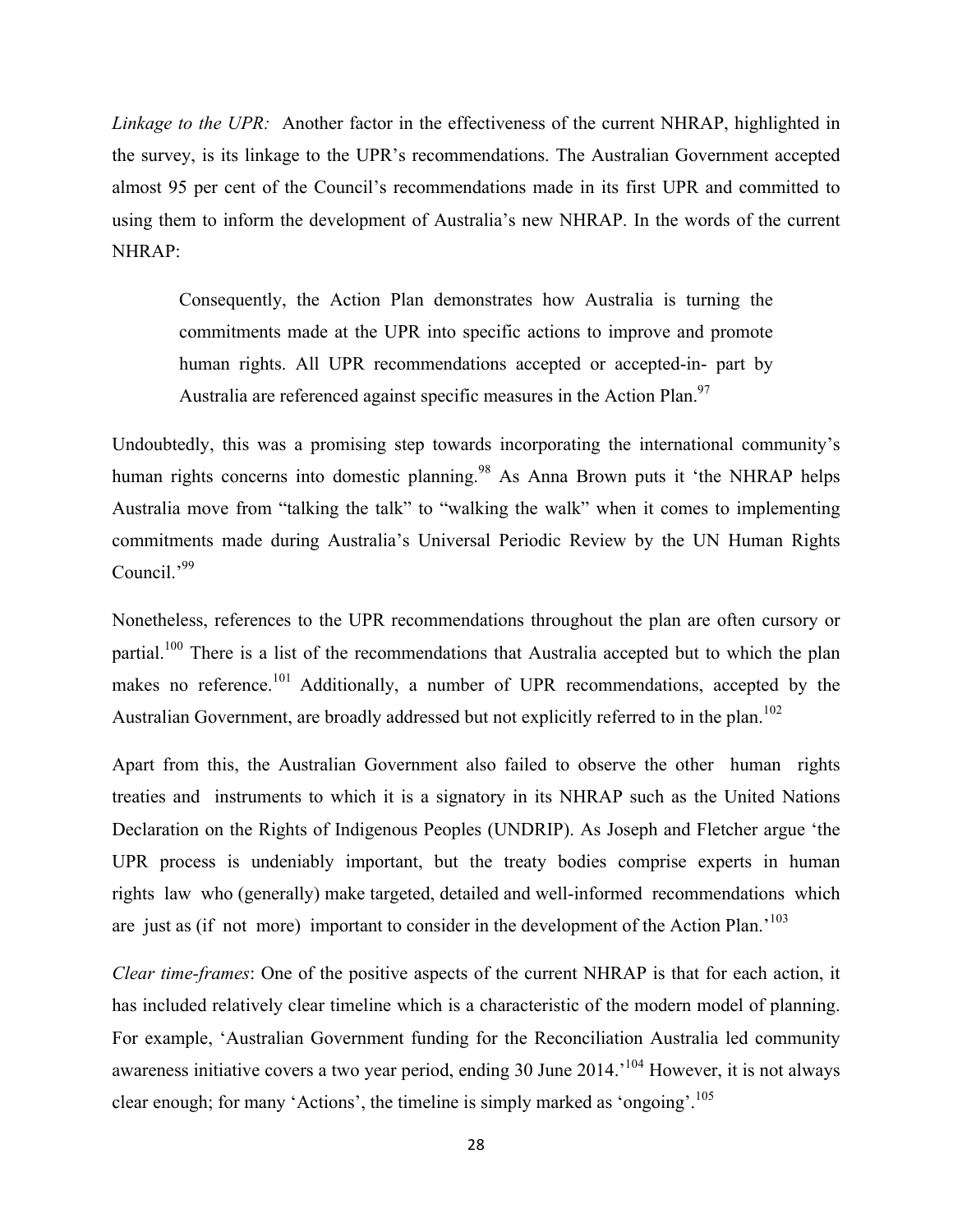*Linkage to the UPR:* Another factor in the effectiveness of the current NHRAP, highlighted in the survey, is its linkage to the UPR's recommendations. The Australian Government accepted almost 95 per cent of the Council's recommendations made in its first UPR and committed to using them to inform the development of Australia's new NHRAP. In the words of the current NHRAP:

> Consequently, the Action Plan demonstrates how Australia is turning the commitments made at the UPR into specific actions to improve and promote human rights. All UPR recommendations accepted or accepted-in- part by Australia are referenced against specific measures in the Action Plan.[97]

Undoubtedly, this was a promising step towards incorporating the international community's human rights concerns into domestic planning.[98] As Anna Brown puts it 'the NHRAP helps Australia move from "talking the talk" to "walking the walk" when it comes to implementing commitments made during Australia's Universal Periodic Review by the UN Human Rights Council.'[99]

Nonetheless, references to the UPR recommendations throughout the plan are often cursory or partial.[100] There is a list of the recommendations that Australia accepted but to which the plan makes no reference.[101] Additionally, a number of UPR recommendations, accepted by the Australian Government, are broadly addressed but not explicitly referred to in the plan.[102]

Apart from this, the Australian Government also failed to observe the other human rights treaties and instruments to which it is a signatory in its NHRAP such as the United Nations Declaration on the Rights of Indigenous Peoples (UNDRIP). As Joseph and Fletcher argue 'the UPR process is undeniably important, but the treaty bodies comprise experts in human rights law who (generally) make targeted, detailed and well-informed recommendations which are just as (if not more) important to consider in the development of the Action Plan.'[103]

*Clear time-frames*: One of the positive aspects of the current NHRAP is that for each action, it has included relatively clear timeline which is a characteristic of the modern model of planning. For example, 'Australian Government funding for the Reconciliation Australia led community awareness initiative covers a two year period, ending 30 June 2014.'[104] However, it is not always clear enough; for many 'Actions', the timeline is simply marked as 'ongoing'.[105]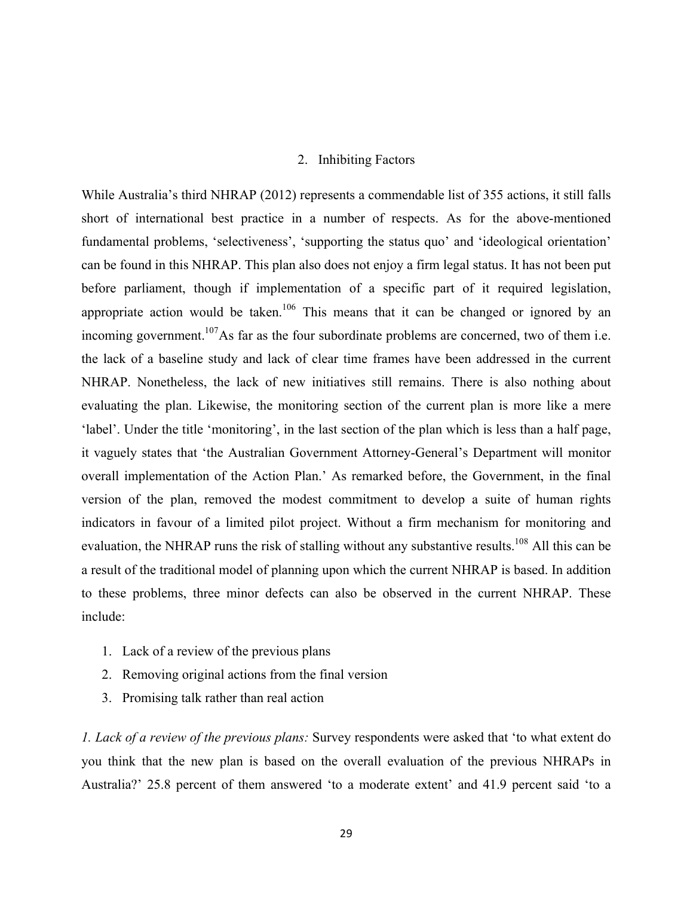## 2. Inhibiting Factors

While Australia's third NHRAP (2012) represents a commendable list of 355 actions, it still falls short of international best practice in a number of respects. As for the above-mentioned fundamental problems, 'selectiveness', 'supporting the status quo' and 'ideological orientation' can be found in this NHRAP. This plan also does not enjoy a firm legal status. It has not been put before parliament, though if implementation of a specific part of it required legislation, appropriate action would be taken.[106] This means that it can be changed or ignored by an incoming government.[107]As far as the four subordinate problems are concerned, two of them i.e. the lack of a baseline study and lack of clear time frames have been addressed in the current NHRAP. Nonetheless, the lack of new initiatives still remains. There is also nothing about evaluating the plan. Likewise, the monitoring section of the current plan is more like a mere 'label'. Under the title 'monitoring', in the last section of the plan which is less than a half page, it vaguely states that 'the Australian Government Attorney-General's Department will monitor overall implementation of the Action Plan.' As remarked before, the Government, in the final version of the plan, removed the modest commitment to develop a suite of human rights indicators in favour of a limited pilot project. Without a firm mechanism for monitoring and evaluation, the NHRAP runs the risk of stalling without any substantive results.[108] All this can be a result of the traditional model of planning upon which the current NHRAP is based. In addition to these problems, three minor defects can also be observed in the current NHRAP. These include:

1. Lack of a review of the previous plans
2. Removing original actions from the final version
3. Promising talk rather than real action

*1. Lack of a review of the previous plans:* Survey respondents were asked that 'to what extent do you think that the new plan is based on the overall evaluation of the previous NHRAPs in Australia?' 25.8 percent of them answered 'to a moderate extent' and 41.9 percent said 'to a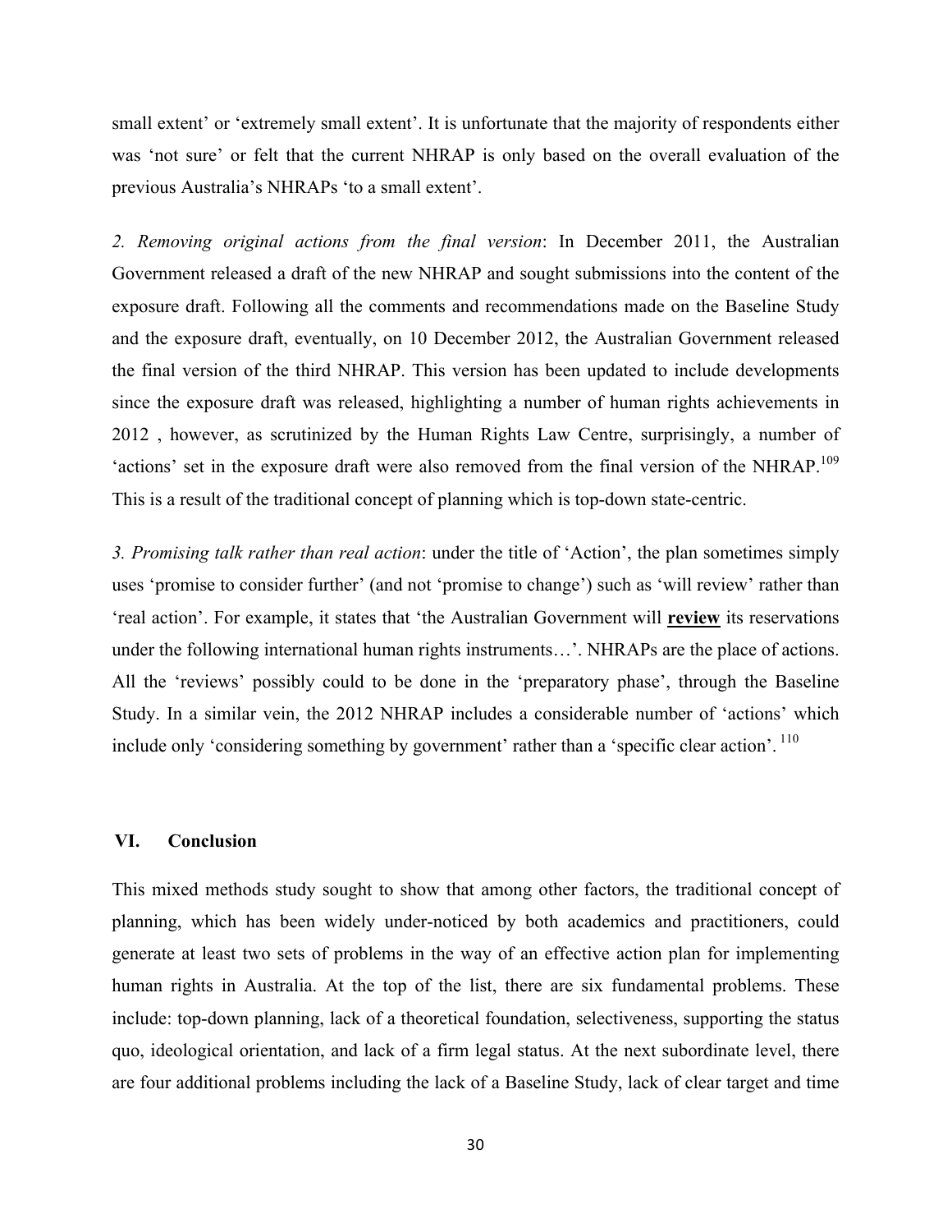small extent' or 'extremely small extent'. It is unfortunate that the majority of respondents either was 'not sure' or felt that the current NHRAP is only based on the overall evaluation of the previous Australia's NHRAPs 'to a small extent'.

*2. Removing original actions from the final version*: In December 2011, the Australian Government released a draft of the new NHRAP and sought submissions into the content of the exposure draft. Following all the comments and recommendations made on the Baseline Study and the exposure draft, eventually, on 10 December 2012, the Australian Government released the final version of the third NHRAP. This version has been updated to include developments since the exposure draft was released, highlighting a number of human rights achievements in 2012 , however, as scrutinized by the Human Rights Law Centre, surprisingly, a number of 'actions' set in the exposure draft were also removed from the final version of the NHRAP.[109] This is a result of the traditional concept of planning which is top-down state-centric.

*3. Promising talk rather than real action*: under the title of 'Action', the plan sometimes simply uses 'promise to consider further' (and not 'promise to change') such as 'will review' rather than 'real action'. For example, it states that 'the Australian Government will **review** its reservations under the following international human rights instruments…'. NHRAPs are the place of actions. All the 'reviews' possibly could to be done in the 'preparatory phase', through the Baseline Study. In a similar vein, the 2012 NHRAP includes a considerable number of 'actions' which include only 'considering something by government' rather than a 'specific clear action'. [110]

## VI. Conclusion

This mixed methods study sought to show that among other factors, the traditional concept of planning, which has been widely under-noticed by both academics and practitioners, could generate at least two sets of problems in the way of an effective action plan for implementing human rights in Australia. At the top of the list, there are six fundamental problems. These include: top-down planning, lack of a theoretical foundation, selectiveness, supporting the status quo, ideological orientation, and lack of a firm legal status. At the next subordinate level, there are four additional problems including the lack of a Baseline Study, lack of clear target and time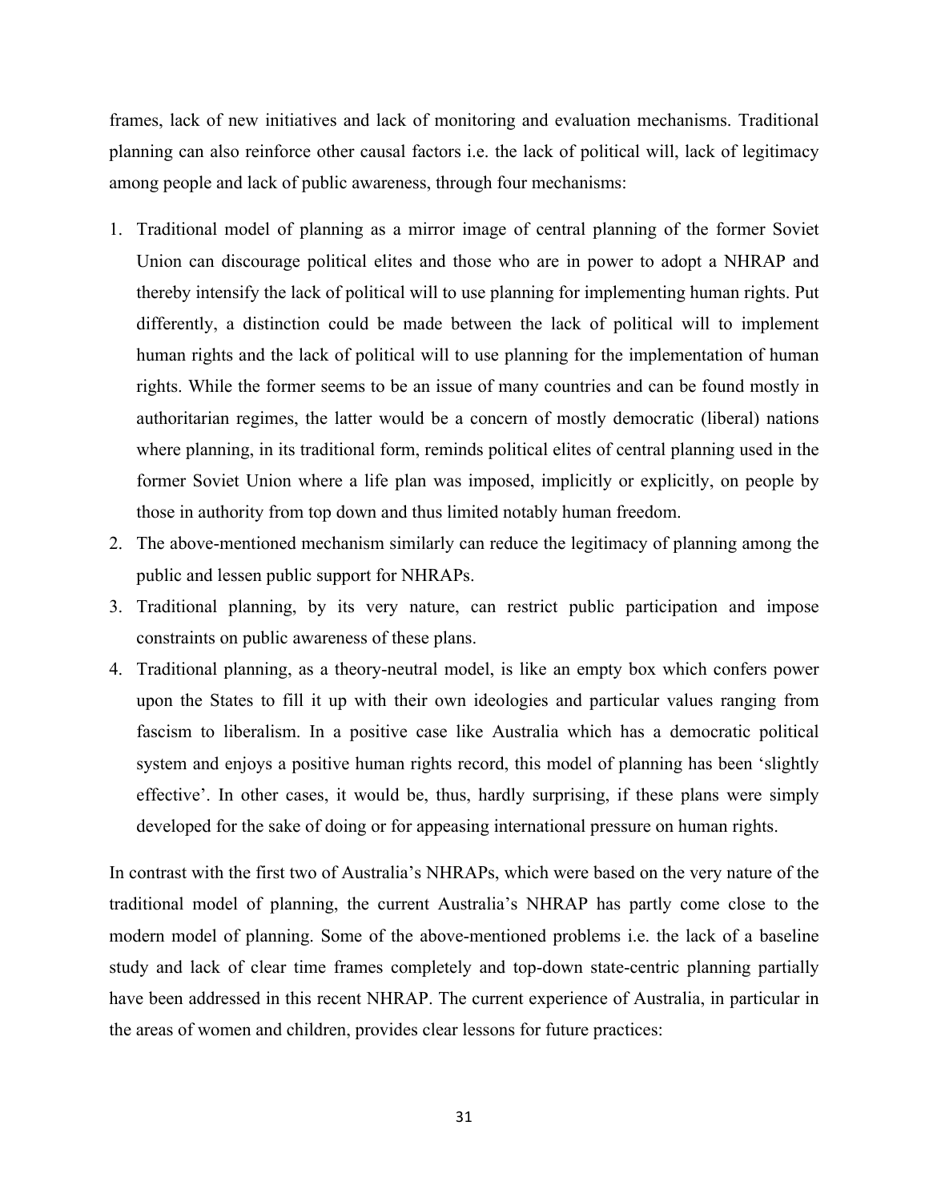frames, lack of new initiatives and lack of monitoring and evaluation mechanisms. Traditional planning can also reinforce other causal factors i.e. the lack of political will, lack of legitimacy among people and lack of public awareness, through four mechanisms:

1. Traditional model of planning as a mirror image of central planning of the former Soviet Union can discourage political elites and those who are in power to adopt a NHRAP and thereby intensify the lack of political will to use planning for implementing human rights. Put differently, a distinction could be made between the lack of political will to implement human rights and the lack of political will to use planning for the implementation of human rights. While the former seems to be an issue of many countries and can be found mostly in authoritarian regimes, the latter would be a concern of mostly democratic (liberal) nations where planning, in its traditional form, reminds political elites of central planning used in the former Soviet Union where a life plan was imposed, implicitly or explicitly, on people by those in authority from top down and thus limited notably human freedom.
2. The above-mentioned mechanism similarly can reduce the legitimacy of planning among the public and lessen public support for NHRAPs.
3. Traditional planning, by its very nature, can restrict public participation and impose constraints on public awareness of these plans.
4. Traditional planning, as a theory-neutral model, is like an empty box which confers power upon the States to fill it up with their own ideologies and particular values ranging from fascism to liberalism. In a positive case like Australia which has a democratic political system and enjoys a positive human rights record, this model of planning has been 'slightly effective'. In other cases, it would be, thus, hardly surprising, if these plans were simply developed for the sake of doing or for appeasing international pressure on human rights.

In contrast with the first two of Australia's NHRAPs, which were based on the very nature of the traditional model of planning, the current Australia's NHRAP has partly come close to the modern model of planning. Some of the above-mentioned problems i.e. the lack of a baseline study and lack of clear time frames completely and top-down state-centric planning partially have been addressed in this recent NHRAP. The current experience of Australia, in particular in the areas of women and children, provides clear lessons for future practices: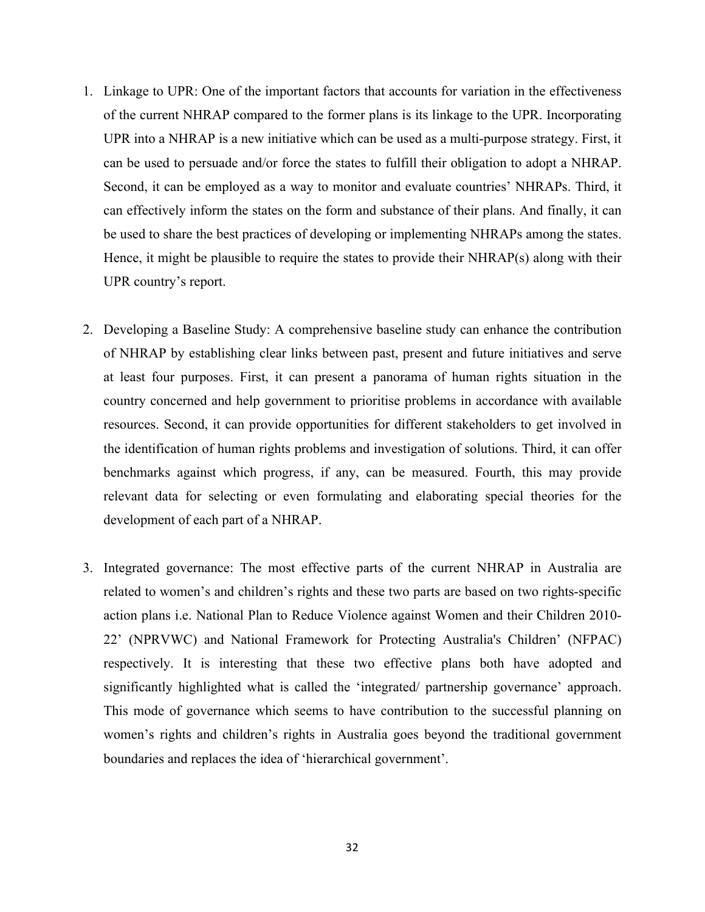1. Linkage to UPR: One of the important factors that accounts for variation in the effectiveness of the current NHRAP compared to the former plans is its linkage to the UPR. Incorporating UPR into a NHRAP is a new initiative which can be used as a multi-purpose strategy. First, it can be used to persuade and/or force the states to fulfill their obligation to adopt a NHRAP. Second, it can be employed as a way to monitor and evaluate countries' NHRAPs. Third, it can effectively inform the states on the form and substance of their plans. And finally, it can be used to share the best practices of developing or implementing NHRAPs among the states. Hence, it might be plausible to require the states to provide their NHRAP(s) along with their UPR country's report.

2. Developing a Baseline Study: A comprehensive baseline study can enhance the contribution of NHRAP by establishing clear links between past, present and future initiatives and serve at least four purposes. First, it can present a panorama of human rights situation in the country concerned and help government to prioritise problems in accordance with available resources. Second, it can provide opportunities for different stakeholders to get involved in the identification of human rights problems and investigation of solutions. Third, it can offer benchmarks against which progress, if any, can be measured. Fourth, this may provide relevant data for selecting or even formulating and elaborating special theories for the development of each part of a NHRAP.

3. Integrated governance: The most effective parts of the current NHRAP in Australia are related to women's and children's rights and these two parts are based on two rights-specific action plans i.e. National Plan to Reduce Violence against Women and their Children 2010-22' (NPRVWC) and National Framework for Protecting Australia's Children' (NFPAC) respectively. It is interesting that these two effective plans both have adopted and significantly highlighted what is called the 'integrated/ partnership governance' approach. This mode of governance which seems to have contribution to the successful planning on women's rights and children's rights in Australia goes beyond the traditional government boundaries and replaces the idea of 'hierarchical government'.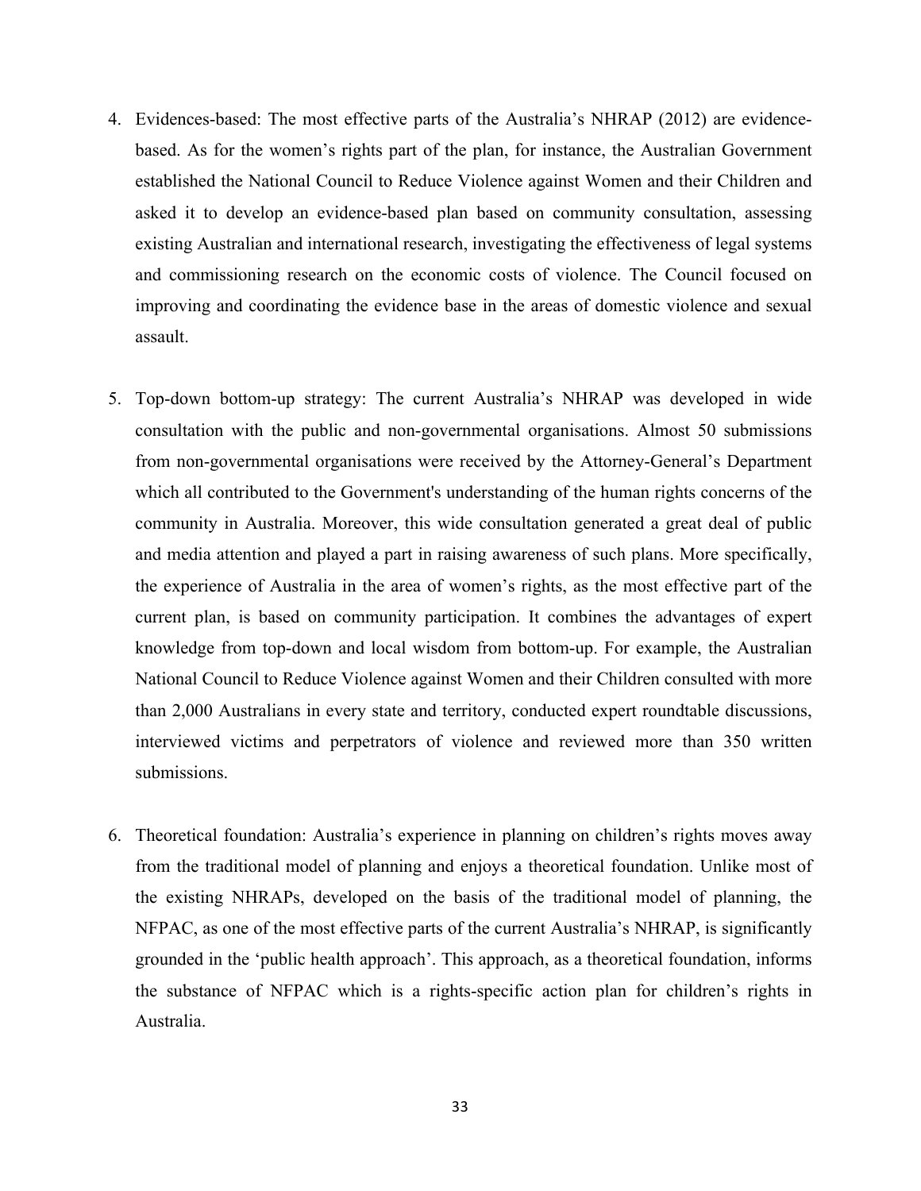4. Evidences-based: The most effective parts of the Australia's NHRAP (2012) are evidence-based. As for the women's rights part of the plan, for instance, the Australian Government established the National Council to Reduce Violence against Women and their Children and asked it to develop an evidence-based plan based on community consultation, assessing existing Australian and international research, investigating the effectiveness of legal systems and commissioning research on the economic costs of violence. The Council focused on improving and coordinating the evidence base in the areas of domestic violence and sexual assault.

5. Top-down bottom-up strategy: The current Australia's NHRAP was developed in wide consultation with the public and non-governmental organisations. Almost 50 submissions from non-governmental organisations were received by the Attorney-General's Department which all contributed to the Government's understanding of the human rights concerns of the community in Australia. Moreover, this wide consultation generated a great deal of public and media attention and played a part in raising awareness of such plans. More specifically, the experience of Australia in the area of women's rights, as the most effective part of the current plan, is based on community participation. It combines the advantages of expert knowledge from top-down and local wisdom from bottom-up. For example, the Australian National Council to Reduce Violence against Women and their Children consulted with more than 2,000 Australians in every state and territory, conducted expert roundtable discussions, interviewed victims and perpetrators of violence and reviewed more than 350 written submissions.

6. Theoretical foundation: Australia's experience in planning on children's rights moves away from the traditional model of planning and enjoys a theoretical foundation. Unlike most of the existing NHRAPs, developed on the basis of the traditional model of planning, the NFPAC, as one of the most effective parts of the current Australia's NHRAP, is significantly grounded in the 'public health approach'. This approach, as a theoretical foundation, informs the substance of NFPAC which is a rights-specific action plan for children's rights in Australia.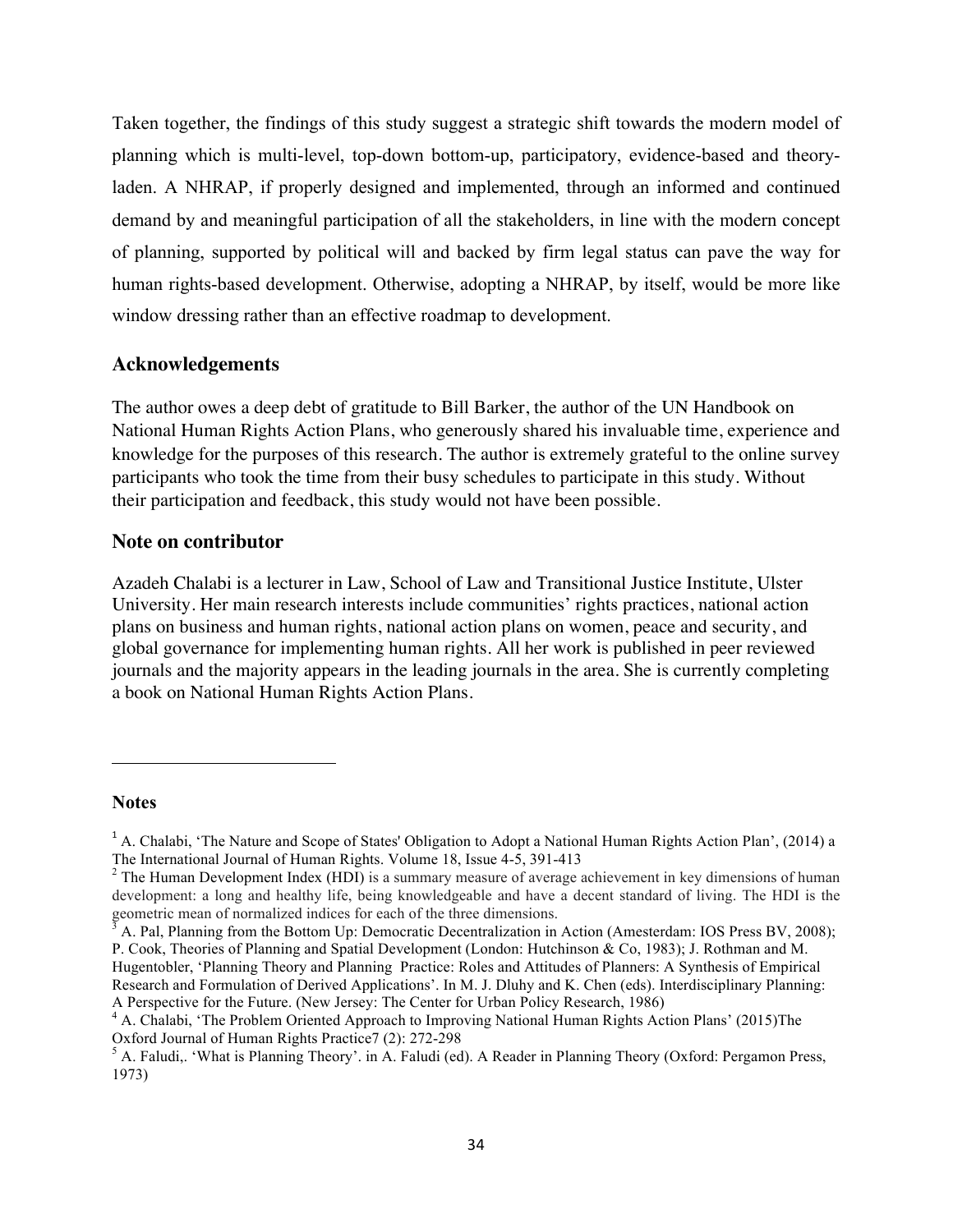Taken together, the findings of this study suggest a strategic shift towards the modern model of planning which is multi-level, top-down bottom-up, participatory, evidence-based and theory-laden. A NHRAP, if properly designed and implemented, through an informed and continued demand by and meaningful participation of all the stakeholders, in line with the modern concept of planning, supported by political will and backed by firm legal status can pave the way for human rights-based development. Otherwise, adopting a NHRAP, by itself, would be more like window dressing rather than an effective roadmap to development.

## Acknowledgements

The author owes a deep debt of gratitude to Bill Barker, the author of the UN Handbook on National Human Rights Action Plans, who generously shared his invaluable time, experience and knowledge for the purposes of this research. The author is extremely grateful to the online survey participants who took the time from their busy schedules to participate in this study. Without their participation and feedback, this study would not have been possible.

## Note on contributor

Azadeh Chalabi is a lecturer in Law, School of Law and Transitional Justice Institute, Ulster University. Her main research interests include communities' rights practices, national action plans on business and human rights, national action plans on women, peace and security, and global governance for implementing human rights. All her work is published in peer reviewed journals and the majority appears in the leading journals in the area. She is currently completing a book on National Human Rights Action Plans.

## Notes

[1] A. Chalabi, 'The Nature and Scope of States' Obligation to Adopt a National Human Rights Action Plan', (2014) a The International Journal of Human Rights. Volume 18, Issue 4-5, 391-413

[2] The Human Development Index (HDI) is a summary measure of average achievement in key dimensions of human development: a long and healthy life, being knowledgeable and have a decent standard of living. The HDI is the geometric mean of normalized indices for each of the three dimensions.

[3] A. Pal, Planning from the Bottom Up: Democratic Decentralization in Action (Amsterdam: IOS Press BV, 2008); P. Cook, Theories of Planning and Spatial Development (London: Hutchinson & Co, 1983); J. Rothman and M. Hugentobler, 'Planning Theory and Planning Practice: Roles and Attitudes of Planners: A Synthesis of Empirical Research and Formulation of Derived Applications'. In M. J. Dluhy and K. Chen (eds). Interdisciplinary Planning: A Perspective for the Future. (New Jersey: The Center for Urban Policy Research, 1986)

[4] A. Chalabi, 'The Problem Oriented Approach to Improving National Human Rights Action Plans' (2015)The Oxford Journal of Human Rights Practice7 (2): 272-298

[5] A. Faludi,. 'What is Planning Theory'. in A. Faludi (ed). A Reader in Planning Theory (Oxford: Pergamon Press, 1973)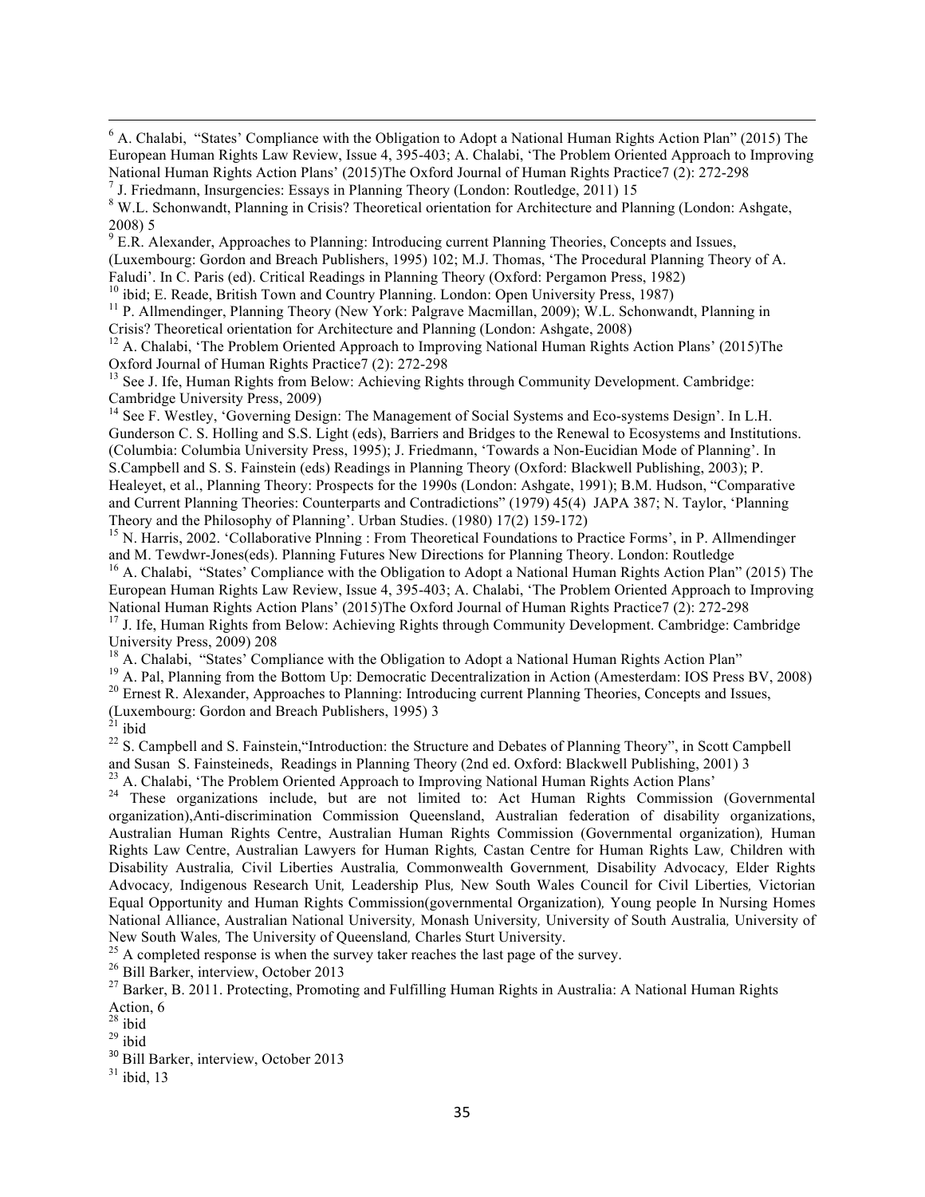[6] A. Chalabi, "States' Compliance with the Obligation to Adopt a National Human Rights Action Plan" (2015) The European Human Rights Law Review, Issue 4, 395-403; A. Chalabi, 'The Problem Oriented Approach to Improving National Human Rights Action Plans' (2015)The Oxford Journal of Human Rights Practice7 (2): 272-298

[7] J. Friedmann, Insurgencies: Essays in Planning Theory (London: Routledge, 2011) 15

[8] W.L. Schonwandt, Planning in Crisis? Theoretical orientation for Architecture and Planning (London: Ashgate, 2008) 5

[9] E.R. Alexander, Approaches to Planning: Introducing current Planning Theories, Concepts and Issues, (Luxembourg: Gordon and Breach Publishers, 1995) 102; M.J. Thomas, 'The Procedural Planning Theory of A. Faludi'. In C. Paris (ed). Critical Readings in Planning Theory (Oxford: Pergamon Press, 1982)

[10] ibid; E. Reade, British Town and Country Planning. London: Open University Press, 1987)

[11] P. Allmendinger, Planning Theory (New York: Palgrave Macmillan, 2009); W.L. Schonwandt, Planning in Crisis? Theoretical orientation for Architecture and Planning (London: Ashgate, 2008)

[12] A. Chalabi, 'The Problem Oriented Approach to Improving National Human Rights Action Plans' (2015)The Oxford Journal of Human Rights Practice7 (2): 272-298

[13] See J. Ife, Human Rights from Below: Achieving Rights through Community Development. Cambridge: Cambridge University Press, 2009)

[14] See F. Westley, 'Governing Design: The Management of Social Systems and Eco-systems Design'. In L.H. Gunderson C. S. Holling and S.S. Light (eds), Barriers and Bridges to the Renewal to Ecosystems and Institutions. (Columbia: Columbia University Press, 1995); J. Friedmann, 'Towards a Non-Eucidian Mode of Planning'. In S.Campbell and S. S. Fainstein (eds) Readings in Planning Theory (Oxford: Blackwell Publishing, 2003); P. Healeyet, et al., Planning Theory: Prospects for the 1990s (London: Ashgate, 1991); B.M. Hudson, "Comparative and Current Planning Theories: Counterparts and Contradictions" (1979) 45(4) JAPA 387; N. Taylor, 'Planning Theory and the Philosophy of Planning'. Urban Studies. (1980) 17(2) 159-172)

[15] N. Harris, 2002. 'Collaborative Plnning : From Theoretical Foundations to Practice Forms', in P. Allmendinger and M. Tewdwr-Jones(eds). Planning Futures New Directions for Planning Theory. London: Routledge

[16] A. Chalabi, "States' Compliance with the Obligation to Adopt a National Human Rights Action Plan" (2015) The European Human Rights Law Review, Issue 4, 395-403; A. Chalabi, 'The Problem Oriented Approach to Improving National Human Rights Action Plans' (2015)The Oxford Journal of Human Rights Practice7 (2): 272-298

[17] J. Ife, Human Rights from Below: Achieving Rights through Community Development. Cambridge: Cambridge University Press, 2009) 208

[18] A. Chalabi, "States' Compliance with the Obligation to Adopt a National Human Rights Action Plan"

[19] A. Pal, Planning from the Bottom Up: Democratic Decentralization in Action (Amesterdam: IOS Press BV, 2008)

[20] Ernest R. Alexander, Approaches to Planning: Introducing current Planning Theories, Concepts and Issues, (Luxembourg: Gordon and Breach Publishers, 1995) 3

[21] ibid

[22] S. Campbell and S. Fainstein,"Introduction: the Structure and Debates of Planning Theory", in Scott Campbell and Susan S. Fainsteineds, Readings in Planning Theory (2nd ed. Oxford: Blackwell Publishing, 2001) 3

[23] A. Chalabi, 'The Problem Oriented Approach to Improving National Human Rights Action Plans'

[24] These organizations include, but are not limited to: Act Human Rights Commission (Governmental organization),Anti-discrimination Commission Queensland, Australian federation of disability organizations, Australian Human Rights Centre, Australian Human Rights Commission (Governmental organization), Human Rights Law Centre, Australian Lawyers for Human Rights, Castan Centre for Human Rights Law, Children with Disability Australia, Civil Liberties Australia, Commonwealth Government, Disability Advocacy, Elder Rights Advocacy, Indigenous Research Unit, Leadership Plus, New South Wales Council for Civil Liberties, Victorian Equal Opportunity and Human Rights Commission(governmental Organization), Young people In Nursing Homes National Alliance, Australian National University, Monash University, University of South Australia, University of New South Wales, The University of Queensland, Charles Sturt University.

[25] A completed response is when the survey taker reaches the last page of the survey.

[26] Bill Barker, interview, October 2013

[27] Barker, B. 2011. Protecting, Promoting and Fulfilling Human Rights in Australia: A National Human Rights Action, 6

[28] ibid

[29] ibid

[30] Bill Barker, interview, October 2013

[31] ibid, 13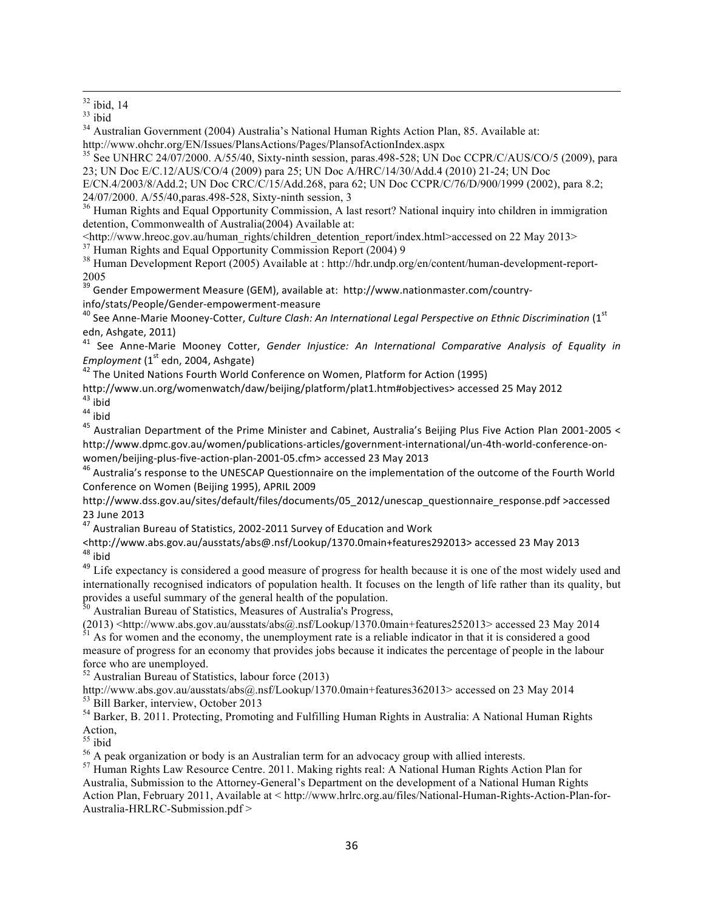[32] ibid, 14

[33] ibid

[34] Australian Government (2004) Australia's National Human Rights Action Plan, 85. Available at: http://www.ohchr.org/EN/Issues/PlansActions/Pages/PlansofActionIndex.aspx

[35] See UNHRC 24/07/2000. A/55/40, Sixty-ninth session, paras.498-528; UN Doc CCPR/C/AUS/CO/5 (2009), para 23; UN Doc E/C.12/AUS/CO/4 (2009) para 25; UN Doc A/HRC/14/30/Add.4 (2010) 21-24; UN Doc E/CN.4/2003/8/Add.2; UN Doc CRC/C/15/Add.268, para 62; UN Doc CCPR/C/76/D/900/1999 (2002), para 8.2; 24/07/2000. A/55/40,paras.498-528, Sixty-ninth session, 3

[36] Human Rights and Equal Opportunity Commission, A last resort? National inquiry into children in immigration detention, Commonwealth of Australia(2004) Available at: <http://www.hreoc.gov.au/human_rights/children_detention_report/index.html>accessed on 22 May 2013>

[37] Human Rights and Equal Opportunity Commission Report (2004) 9

[38] Human Development Report (2005) Available at : http://hdr.undp.org/en/content/human-development-report-2005

[39] Gender Empowerment Measure (GEM), available at: http://www.nationmaster.com/country-info/stats/People/Gender-empowerment-measure

[40] See Anne-Marie Mooney-Cotter, *Culture Clash: An International Legal Perspective on Ethnic Discrimination* (1st edn, Ashgate, 2011)

[41] See Anne-Marie Mooney Cotter, *Gender Injustice: An International Comparative Analysis of Equality in Employment* (1st edn, 2004, Ashgate)

[42] The United Nations Fourth World Conference on Women, Platform for Action (1995) http://www.un.org/womenwatch/daw/beijing/platform/plat1.htm#objectives> accessed 25 May 2012

[43] ibid

[44] ibid

[45] Australian Department of the Prime Minister and Cabinet, Australia's Beijing Plus Five Action Plan 2001-2005 < http://www.dpmc.gov.au/women/publications-articles/government-international/un-4th-world-conference-on-women/beijing-plus-five-action-plan-2001-05.cfm> accessed 23 May 2013

[46] Australia's response to the UNESCAP Questionnaire on the implementation of the outcome of the Fourth World Conference on Women (Beijing 1995), APRIL 2009 http://www.dss.gov.au/sites/default/files/documents/05_2012/unescap_questionnaire_response.pdf >accessed 23 June 2013

[47] Australian Bureau of Statistics, 2002-2011 Survey of Education and Work <http://www.abs.gov.au/ausstats/abs@.nsf/Lookup/1370.0main+features292013> accessed 23 May 2013

[48] ibid

[49] Life expectancy is considered a good measure of progress for health because it is one of the most widely used and internationally recognised indicators of population health. It focuses on the length of life rather than its quality, but provides a useful summary of the general health of the population.

[50] Australian Bureau of Statistics, Measures of Australia's Progress, (2013) <http://www.abs.gov.au/ausstats/abs@.nsf/Lookup/1370.0main+features252013> accessed 23 May 2014

[51] As for women and the economy, the unemployment rate is a reliable indicator in that it is considered a good measure of progress for an economy that provides jobs because it indicates the percentage of people in the labour force who are unemployed.

[52] Australian Bureau of Statistics, labour force (2013) http://www.abs.gov.au/ausstats/abs@.nsf/Lookup/1370.0main+features362013> accessed on 23 May 2014

[53] Bill Barker, interview, October 2013

[54] Barker, B. 2011. Protecting, Promoting and Fulfilling Human Rights in Australia: A National Human Rights Action,

[55] ibid

[56] A peak organization or body is an Australian term for an advocacy group with allied interests.

[57] Human Rights Law Resource Centre. 2011. Making rights real: A National Human Rights Action Plan for Australia, Submission to the Attorney-General's Department on the development of a National Human Rights Action Plan, February 2011, Available at < http://www.hrlrc.org.au/files/National-Human-Rights-Action-Plan-for-Australia-HRLRC-Submission.pdf >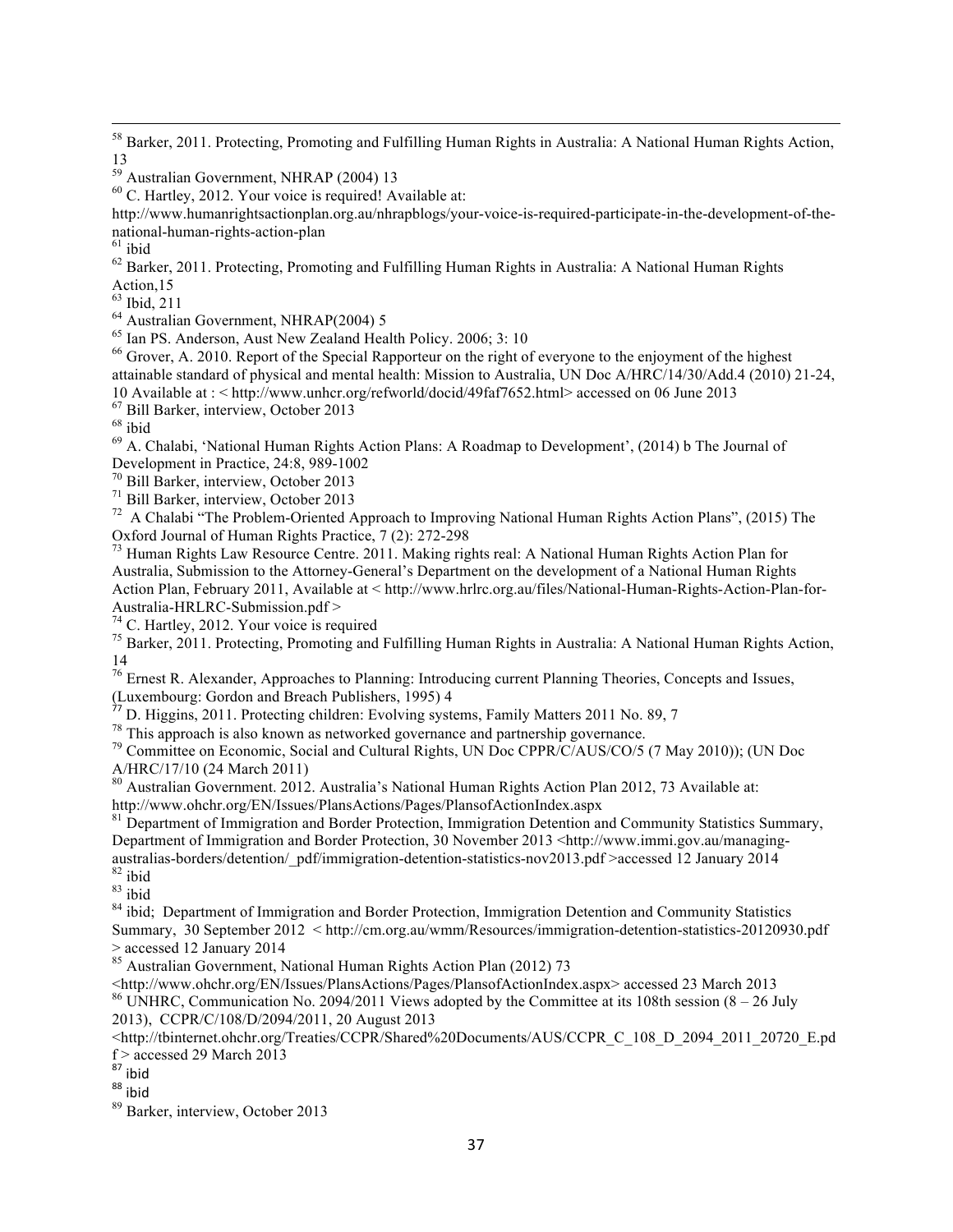[58] Barker, 2011. Protecting, Promoting and Fulfilling Human Rights in Australia: A National Human Rights Action, 13

[59] Australian Government, NHRAP (2004) 13

[60] C. Hartley, 2012. Your voice is required! Available at: http://www.humanrightsactionplan.org.au/nhrapblogs/your-voice-is-required-participate-in-the-development-of-the-national-human-rights-action-plan

[61] ibid

[62] Barker, 2011. Protecting, Promoting and Fulfilling Human Rights in Australia: A National Human Rights Action,15

[63] Ibid, 211

[64] Australian Government, NHRAP(2004) 5

[65] Ian PS. Anderson, Aust New Zealand Health Policy. 2006; 3: 10

[66] Grover, A. 2010. Report of the Special Rapporteur on the right of everyone to the enjoyment of the highest attainable standard of physical and mental health: Mission to Australia, UN Doc A/HRC/14/30/Add.4 (2010) 21-24, 10 Available at : < http://www.unhcr.org/refworld/docid/49faf7652.html> accessed on 06 June 2013

[67] Bill Barker, interview, October 2013

[68] ibid

[69] A. Chalabi, 'National Human Rights Action Plans: A Roadmap to Development', (2014) b The Journal of Development in Practice, 24:8, 989-1002

[70] Bill Barker, interview, October 2013

[71] Bill Barker, interview, October 2013

[72] A Chalabi "The Problem-Oriented Approach to Improving National Human Rights Action Plans", (2015) The Oxford Journal of Human Rights Practice, 7 (2): 272-298

[73] Human Rights Law Resource Centre. 2011. Making rights real: A National Human Rights Action Plan for Australia, Submission to the Attorney-General's Department on the development of a National Human Rights Action Plan, February 2011, Available at < http://www.hrlrc.org.au/files/National-Human-Rights-Action-Plan-for-Australia-HRLRC-Submission.pdf >

[74] C. Hartley, 2012. Your voice is required

[75] Barker, 2011. Protecting, Promoting and Fulfilling Human Rights in Australia: A National Human Rights Action, 14

[76] Ernest R. Alexander, Approaches to Planning: Introducing current Planning Theories, Concepts and Issues, (Luxembourg: Gordon and Breach Publishers, 1995) 4

[77] D. Higgins, 2011. Protecting children: Evolving systems, Family Matters 2011 No. 89, 7

[78] This approach is also known as networked governance and partnership governance.

[79] Committee on Economic, Social and Cultural Rights, UN Doc CPPR/C/AUS/CO/5 (7 May 2010)); (UN Doc A/HRC/17/10 (24 March 2011)

[80] Australian Government. 2012. Australia's National Human Rights Action Plan 2012, 73 Available at: http://www.ohchr.org/EN/Issues/PlansActions/Pages/PlansofActionIndex.aspx

[81] Department of Immigration and Border Protection, Immigration Detention and Community Statistics Summary, Department of Immigration and Border Protection, 30 November 2013 <http://www.immi.gov.au/managing-australias-borders/detention/_pdf/immigration-detention-statistics-nov2013.pdf >accessed 12 January 2014

[82] ibid

[83] ibid

[84] ibid; Department of Immigration and Border Protection, Immigration Detention and Community Statistics Summary, 30 September 2012 < http://cm.org.au/wmm/Resources/immigration-detention-statistics-20120930.pdf > accessed 12 January 2014

[85] Australian Government, National Human Rights Action Plan (2012) 73 <http://www.ohchr.org/EN/Issues/PlansActions/Pages/PlansofActionIndex.aspx> accessed 23 March 2013

[86] UNHRC, Communication No. 2094/2011 Views adopted by the Committee at its 108th session (8 – 26 July 2013), CCPR/C/108/D/2094/2011, 20 August 2013 <http://tbinternet.ohchr.org/Treaties/CCPR/Shared%20Documents/AUS/CCPR_C_108_D_2094_2011_20720_E.pdf > accessed 29 March 2013

[87] ibid

[88] ibid

[89] Barker, interview, October 2013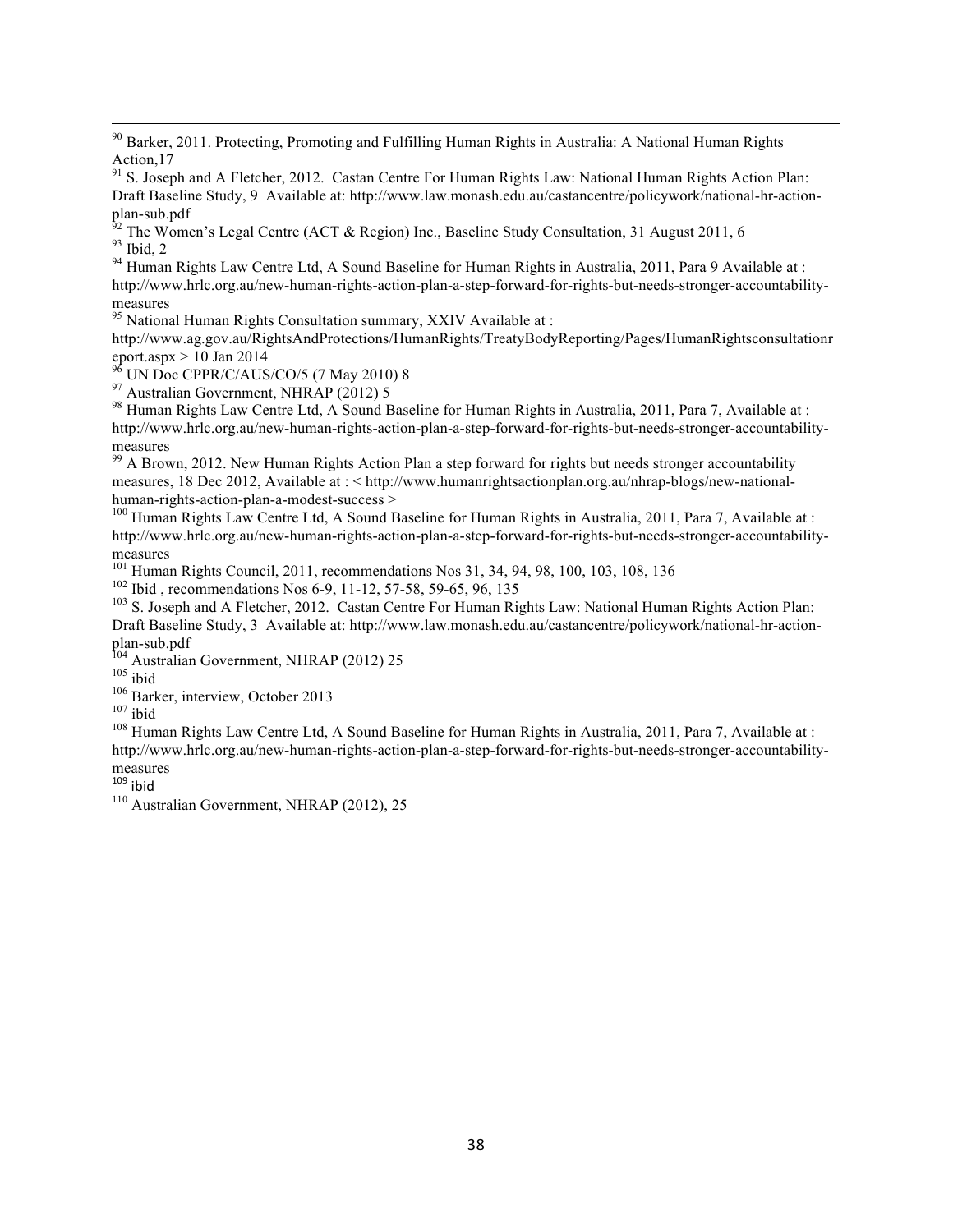[90] Barker, 2011. Protecting, Promoting and Fulfilling Human Rights in Australia: A National Human Rights Action,17

[91] S. Joseph and A Fletcher, 2012. Castan Centre For Human Rights Law: National Human Rights Action Plan: Draft Baseline Study, 9 Available at: http://www.law.monash.edu.au/castancentre/policywork/national-hr-action-plan-sub.pdf

[92] The Women's Legal Centre (ACT & Region) Inc., Baseline Study Consultation, 31 August 2011, 6

[93] Ibid, 2

[94] Human Rights Law Centre Ltd, A Sound Baseline for Human Rights in Australia, 2011, Para 9 Available at : http://www.hrlc.org.au/new-human-rights-action-plan-a-step-forward-for-rights-but-needs-stronger-accountability-measures

[95] National Human Rights Consultation summary, XXIV Available at : http://www.ag.gov.au/RightsAndProtections/HumanRights/TreatyBodyReporting/Pages/HumanRightsconsultationreport.aspx > 10 Jan 2014

[96] UN Doc CPPR/C/AUS/CO/5 (7 May 2010) 8

[97] Australian Government, NHRAP (2012) 5

[98] Human Rights Law Centre Ltd, A Sound Baseline for Human Rights in Australia, 2011, Para 7, Available at : http://www.hrlc.org.au/new-human-rights-action-plan-a-step-forward-for-rights-but-needs-stronger-accountability-measures

[99] A Brown, 2012. New Human Rights Action Plan a step forward for rights but needs stronger accountability measures, 18 Dec 2012, Available at : < http://www.humanrightsactionplan.org.au/nhrap-blogs/new-national-human-rights-action-plan-a-modest-success >

[100] Human Rights Law Centre Ltd, A Sound Baseline for Human Rights in Australia, 2011, Para 7, Available at : http://www.hrlc.org.au/new-human-rights-action-plan-a-step-forward-for-rights-but-needs-stronger-accountability-measures

[101] Human Rights Council, 2011, recommendations Nos 31, 34, 94, 98, 100, 103, 108, 136

[102] Ibid , recommendations Nos 6-9, 11-12, 57-58, 59-65, 96, 135

[103] S. Joseph and A Fletcher, 2012. Castan Centre For Human Rights Law: National Human Rights Action Plan: Draft Baseline Study, 3 Available at: http://www.law.monash.edu.au/castancentre/policywork/national-hr-action-plan-sub.pdf

[104] Australian Government, NHRAP (2012) 25

[105] ibid

[106] Barker, interview, October 2013

[107] ibid

[108] Human Rights Law Centre Ltd, A Sound Baseline for Human Rights in Australia, 2011, Para 7, Available at : http://www.hrlc.org.au/new-human-rights-action-plan-a-step-forward-for-rights-but-needs-stronger-accountability-measures

[109] ibid

[110] Australian Government, NHRAP (2012), 25